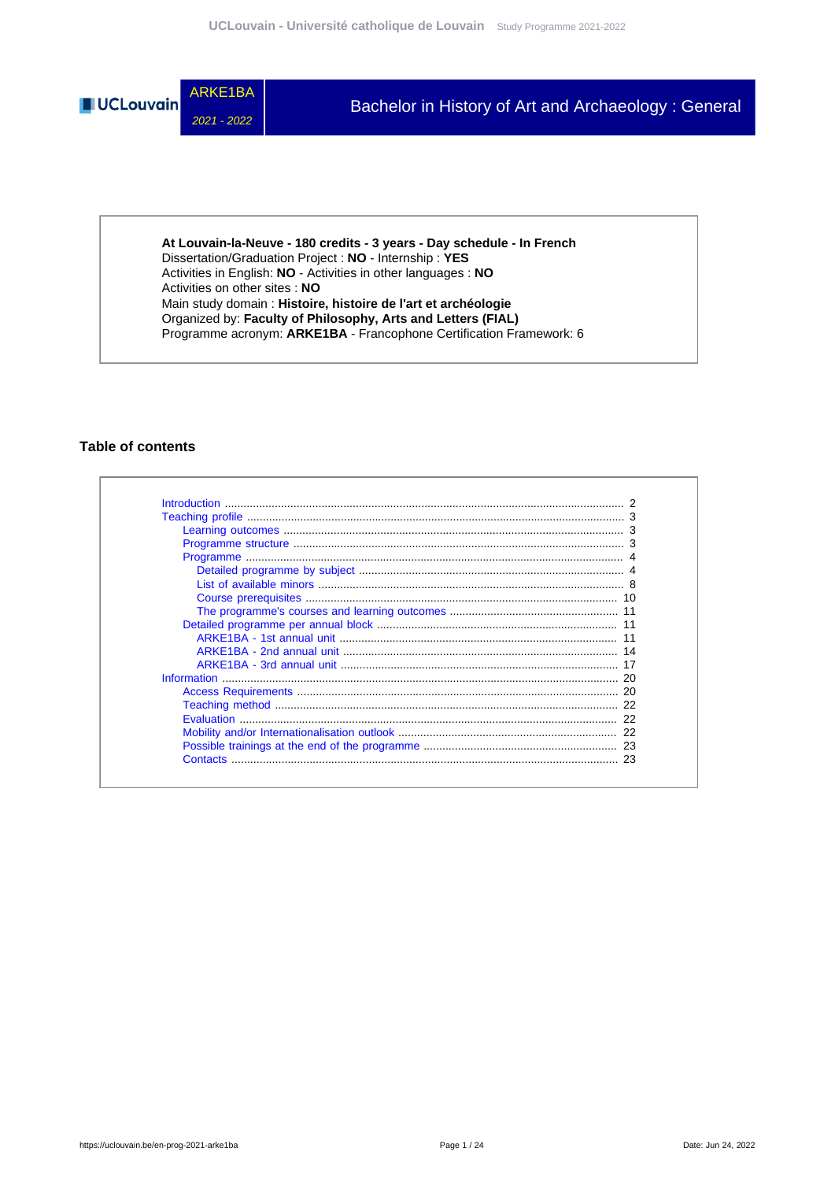ARKE1BA

*2021 - 2022*

# Bachelor in History of Art and Archaeology : General

**At Louvain-la-Neuve - 180 credits - 3 years - Day schedule - In French**
Dissertation/Graduation Project : **NO** - Internship : **YES**
Activities in English: **NO** - Activities in other languages : **NO**
Activities on other sites : **NO**
Main study domain : **Histoire, histoire de l'art et archéologie**
Organized by: **Faculty of Philosophy, Arts and Letters (FIAL)**
Programme acronym: **ARKE1BA** - Francophone Certification Framework: 6

## Table of contents

- Introduction ..... 2
- Teaching profile ..... 3
  - Learning outcomes ..... 3
  - Programme structure ..... 3
  - Programme ..... 4
    - Detailed programme by subject ..... 4
    - List of available minors ..... 8
    - Course prerequisites ..... 10
    - The programme's courses and learning outcomes ..... 11
  - Detailed programme per annual block ..... 11
    - ARKE1BA - 1st annual unit ..... 11
    - ARKE1BA - 2nd annual unit ..... 14
    - ARKE1BA - 3rd annual unit ..... 17
- Information ..... 20
  - Access Requirements ..... 20
  - Teaching method ..... 22
  - Evaluation ..... 22
  - Mobility and/or Internationalisation outlook ..... 22
  - Possible trainings at the end of the programme ..... 23
  - Contacts ..... 23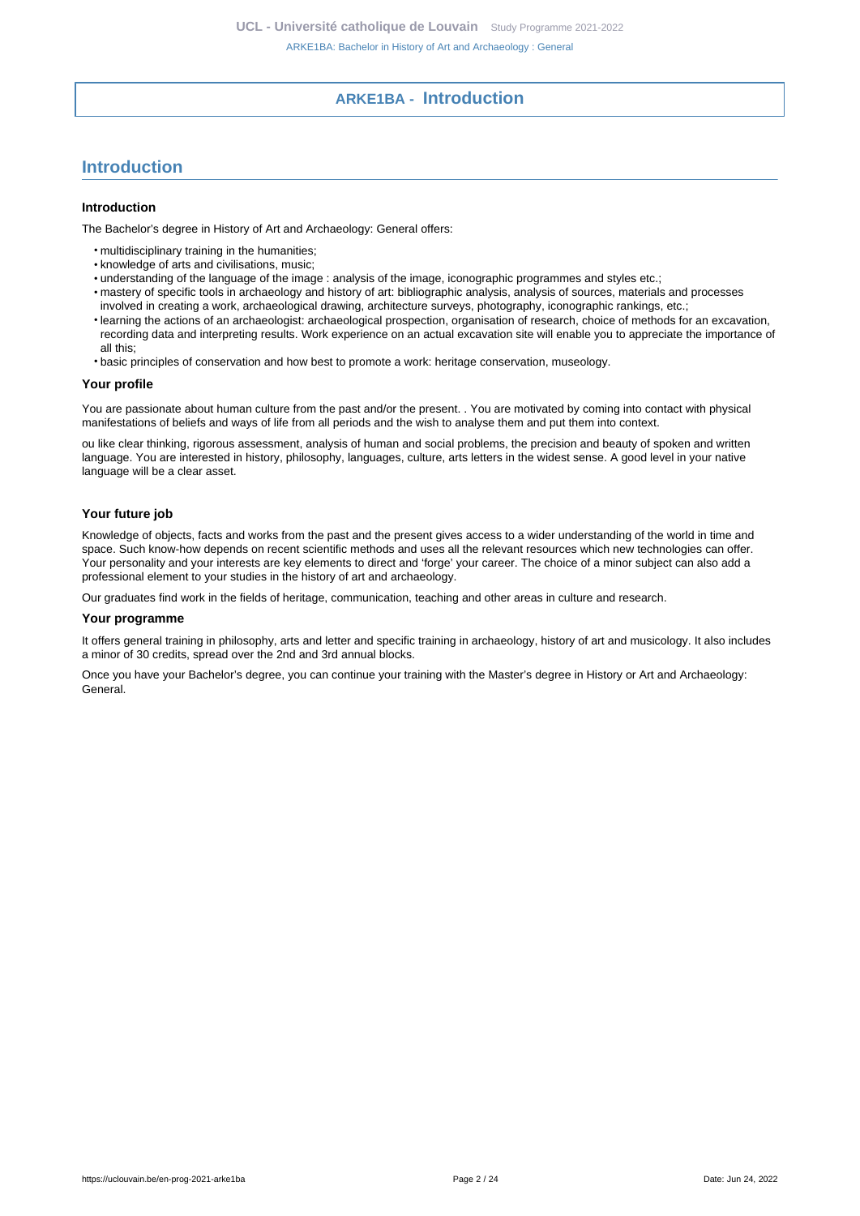# ARKE1BA - Introduction

## Introduction

### Introduction

The Bachelor's degree in History of Art and Archaeology: General offers:

- multidisciplinary training in the humanities;
- knowledge of arts and civilisations, music;
- understanding of the language of the image : analysis of the image, iconographic programmes and styles etc.;
- mastery of specific tools in archaeology and history of art: bibliographic analysis, analysis of sources, materials and processes involved in creating a work, archaeological drawing, architecture surveys, photography, iconographic rankings, etc.;
- learning the actions of an archaeologist: archaeological prospection, organisation of research, choice of methods for an excavation, recording data and interpreting results. Work experience on an actual excavation site will enable you to appreciate the importance of all this;
- basic principles of conservation and how best to promote a work: heritage conservation, museology.

### Your profile

You are passionate about human culture from the past and/or the present. . You are motivated by coming into contact with physical manifestations of beliefs and ways of life from all periods and the wish to analyse them and put them into context.

ou like clear thinking, rigorous assessment, analysis of human and social problems, the precision and beauty of spoken and written language. You are interested in history, philosophy, languages, culture, arts letters in the widest sense. A good level in your native language will be a clear asset.

### Your future job

Knowledge of objects, facts and works from the past and the present gives access to a wider understanding of the world in time and space. Such know-how depends on recent scientific methods and uses all the relevant resources which new technologies can offer. Your personality and your interests are key elements to direct and 'forge' your career. The choice of a minor subject can also add a professional element to your studies in the history of art and archaeology.

Our graduates find work in the fields of heritage, communication, teaching and other areas in culture and research.

### Your programme

It offers general training in philosophy, arts and letter and specific training in archaeology, history of art and musicology. It also includes a minor of 30 credits, spread over the 2nd and 3rd annual blocks.

Once you have your Bachelor's degree, you can continue your training with the Master's degree in History or Art and Archaeology: General.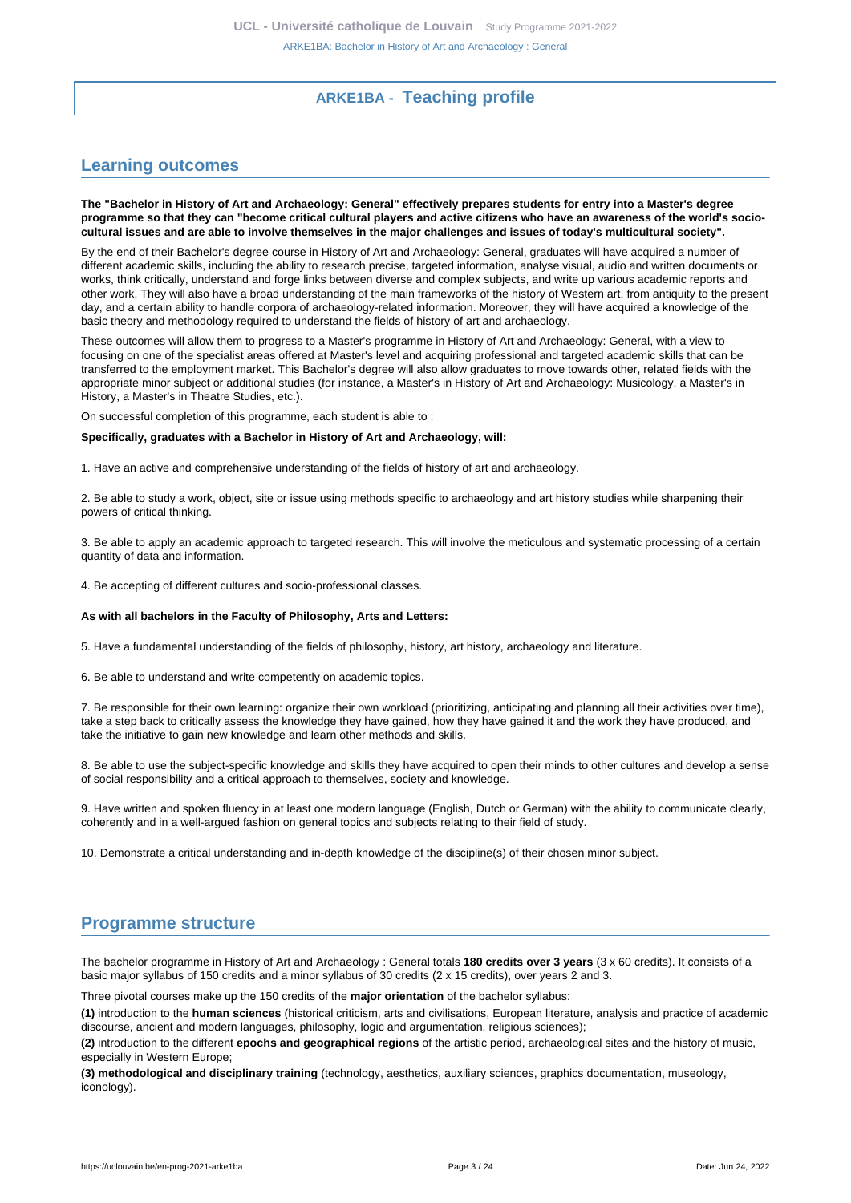## ARKE1BA - Teaching profile

## Learning outcomes

**The "Bachelor in History of Art and Archaeology: General" effectively prepares students for entry into a Master's degree programme so that they can "become critical cultural players and active citizens who have an awareness of the world's socio-cultural issues and are able to involve themselves in the major challenges and issues of today's multicultural society".**

By the end of their Bachelor's degree course in History of Art and Archaeology: General, graduates will have acquired a number of different academic skills, including the ability to research precise, targeted information, analyse visual, audio and written documents or works, think critically, understand and forge links between diverse and complex subjects, and write up various academic reports and other work. They will also have a broad understanding of the main frameworks of the history of Western art, from antiquity to the present day, and a certain ability to handle corpora of archaeology-related information. Moreover, they will have acquired a knowledge of the basic theory and methodology required to understand the fields of history of art and archaeology.

These outcomes will allow them to progress to a Master's programme in History of Art and Archaeology: General, with a view to focusing on one of the specialist areas offered at Master's level and acquiring professional and targeted academic skills that can be transferred to the employment market. This Bachelor's degree will also allow graduates to move towards other, related fields with the appropriate minor subject or additional studies (for instance, a Master's in History of Art and Archaeology: Musicology, a Master's in History, a Master's in Theatre Studies, etc.).

On successful completion of this programme, each student is able to :

**Specifically, graduates with a Bachelor in History of Art and Archaeology, will:**

1. Have an active and comprehensive understanding of the fields of history of art and archaeology.

2. Be able to study a work, object, site or issue using methods specific to archaeology and art history studies while sharpening their powers of critical thinking.

3. Be able to apply an academic approach to targeted research. This will involve the meticulous and systematic processing of a certain quantity of data and information.

4. Be accepting of different cultures and socio-professional classes.

**As with all bachelors in the Faculty of Philosophy, Arts and Letters:**

5. Have a fundamental understanding of the fields of philosophy, history, art history, archaeology and literature.

6. Be able to understand and write competently on academic topics.

7. Be responsible for their own learning: organize their own workload (prioritizing, anticipating and planning all their activities over time), take a step back to critically assess the knowledge they have gained, how they have gained it and the work they have produced, and take the initiative to gain new knowledge and learn other methods and skills.

8. Be able to use the subject-specific knowledge and skills they have acquired to open their minds to other cultures and develop a sense of social responsibility and a critical approach to themselves, society and knowledge.

9. Have written and spoken fluency in at least one modern language (English, Dutch or German) with the ability to communicate clearly, coherently and in a well-argued fashion on general topics and subjects relating to their field of study.

10. Demonstrate a critical understanding and in-depth knowledge of the discipline(s) of their chosen minor subject.

## Programme structure

The bachelor programme in History of Art and Archaeology : General totals **180 credits over 3 years** (3 x 60 credits). It consists of a basic major syllabus of 150 credits and a minor syllabus of 30 credits (2 x 15 credits), over years 2 and 3.

Three pivotal courses make up the 150 credits of the **major orientation** of the bachelor syllabus:

**(1)** introduction to the **human sciences** (historical criticism, arts and civilisations, European literature, analysis and practice of academic discourse, ancient and modern languages, philosophy, logic and argumentation, religious sciences);

**(2)** introduction to the different **epochs and geographical regions** of the artistic period, archaeological sites and the history of music, especially in Western Europe;

**(3) methodological and disciplinary training** (technology, aesthetics, auxiliary sciences, graphics documentation, museology, iconology).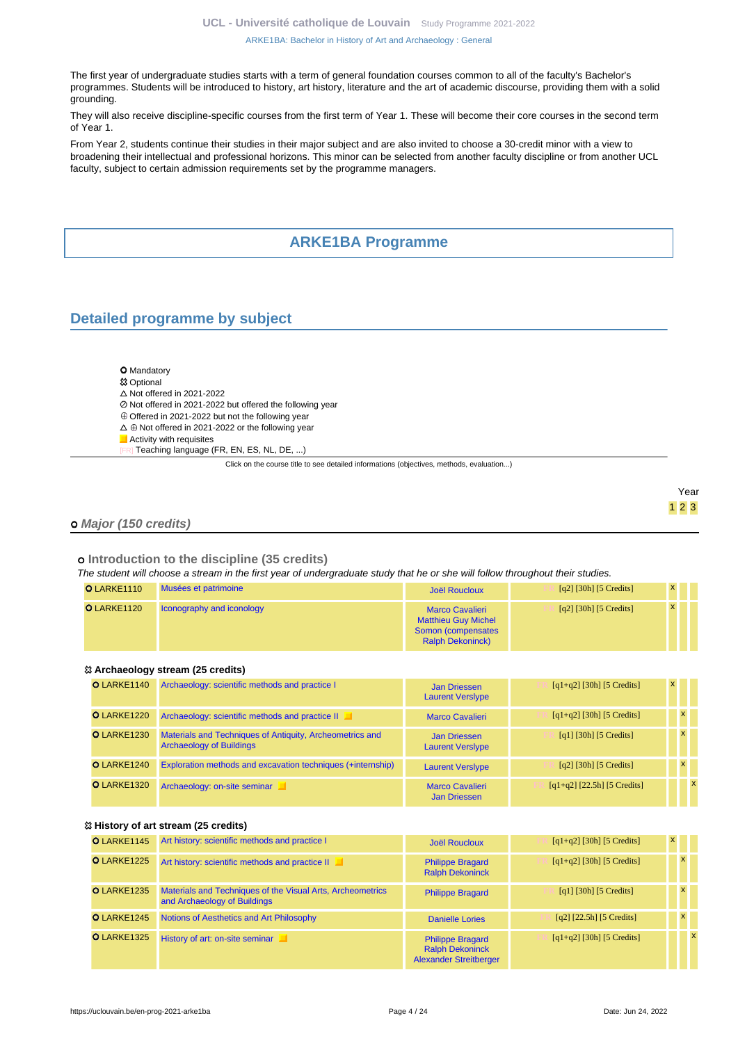The first year of undergraduate studies starts with a term of general foundation courses common to all of the faculty's Bachelor's programmes. Students will be introduced to history, art history, literature and the art of academic discourse, providing them with a solid grounding.

They will also receive discipline-specific courses from the first term of Year 1. These will become their core courses in the second term of Year 1.

From Year 2, students continue their studies in their major subject and are also invited to choose a 30-credit minor with a view to broadening their intellectual and professional horizons. This minor can be selected from another faculty discipline or from another UCL faculty, subject to certain admission requirements set by the programme managers.

# ARKE1BA Programme

## Detailed programme by subject

- ⭘ Mandatory
- ✠ Optional
- △ Not offered in 2021-2022
- ⊘ Not offered in 2021-2022 but offered the following year
- ⊕ Offered in 2021-2022 but not the following year
- △ ⊕ Not offered in 2021-2022 or the following year
- Activity with requisites
- [FR] Teaching language (FR, EN, ES, NL, DE, ...)

Click on the course title to see detailed informations (objectives, methods, evaluation...)

### ⭘ Major (150 credits)

#### ⭘ Introduction to the discipline (35 credits)

*The student will choose a stream in the first year of undergraduate study that he or she will follow throughout their studies.*

| Code | Title | Teachers | Details | Year 1 | Year 2 | Year 3 |
|---|---|---|---|---|---|---|
| ⭘ LARKE1110 | Musées et patrimoine | Joël Roucloux | [FR] [q2] [30h] [5 Credits] | x | | |
| ⭘ LARKE1120 | Iconography and iconology | Marco Cavalieri<br>Matthieu Guy Michel Somon (compensates Ralph Dekoninck) | [FR] [q2] [30h] [5 Credits] | x | | |

##### ✠ Archaeology stream (25 credits)

| Code | Title | Teachers | Details | Year 1 | Year 2 | Year 3 |
|---|---|---|---|---|---|---|
| ⭘ LARKE1140 | Archaeology: scientific methods and practice I | Jan Driessen<br>Laurent Verslype | [FR] [q1+q2] [30h] [5 Credits] | x | | |
| ⭘ LARKE1220 | Archaeology: scientific methods and practice II | Marco Cavalieri | [FR] [q1+q2] [30h] [5 Credits] | | x | |
| ⭘ LARKE1230 | Materials and Techniques of Antiquity, Archeometrics and Archaeology of Buildings | Jan Driessen<br>Laurent Verslype | [FR] [q1] [30h] [5 Credits] | | x | |
| ⭘ LARKE1240 | Exploration methods and excavation techniques (+internship) | Laurent Verslype | [FR] [q2] [30h] [5 Credits] | | x | |
| ⭘ LARKE1320 | Archaeology: on-site seminar | Marco Cavalieri<br>Jan Driessen | [FR] [q1+q2] [22.5h] [5 Credits] | | | x |

##### ✠ History of art stream (25 credits)

| Code | Title | Teachers | Details | Year 1 | Year 2 | Year 3 |
|---|---|---|---|---|---|---|
| ⭘ LARKE1145 | Art history: scientific methods and practice I | Joël Roucloux | [FR] [q1+q2] [30h] [5 Credits] | x | | |
| ⭘ LARKE1225 | Art history: scientific methods and practice II | Philippe Bragard<br>Ralph Dekoninck | [FR] [q1+q2] [30h] [5 Credits] | | x | |
| ⭘ LARKE1235 | Materials and Techniques of the Visual Arts, Archeometrics and Archaeology of Buildings | Philippe Bragard | [FR] [q1] [30h] [5 Credits] | | x | |
| ⭘ LARKE1245 | Notions of Aesthetics and Art Philosophy | Danielle Lories | [FR] [q2] [22.5h] [5 Credits] | | x | |
| ⭘ LARKE1325 | History of art: on-site seminar | Philippe Bragard<br>Ralph Dekoninck<br>Alexander Streitberger | [FR] [q1+q2] [30h] [5 Credits] | | | x |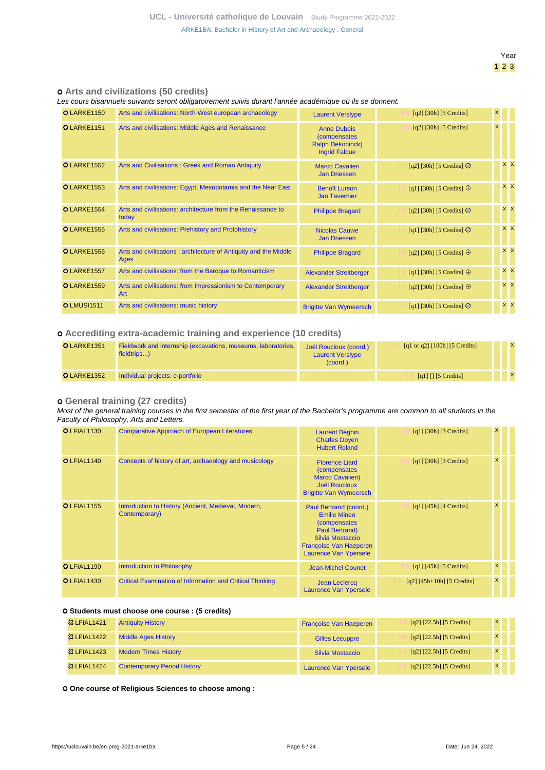Year
1 2 3

## ○ Arts and civilizations (50 credits)

*Les cours bisannuels suivants seront obligatoirement suivis durant l'année académique où ils se donnent.*

| Code | Title | Teachers | Details | 1 | 2 | 3 |
|---|---|---|---|---|---|---|
| ○ LARKE1150 | Arts and civilisations: North-West european archaeology | Laurent Verslype | FR [q2] [30h] [5 Credits] | x | | |
| ○ LARKE1151 | Arts and civilisations: Middle Ages and Renaissance | Anne Dubois (compensates Ralph Dekoninck) Ingrid Falque | FR [q2] [30h] [5 Credits] | x | | |
| ○ LARKE1552 | Arts and Civilisations : Greek and Roman Antiquity | Marco Cavalieri Jan Driessen | FR [q2] [30h] [5 Credits] ⊘ | | x | x |
| ○ LARKE1553 | Arts and civilisations: Egypt, Mesopotamia and the Near East | Benoît Lurson Jan Tavernier | FR [q1] [30h] [5 Credits] ⊕ | | x | x |
| ○ LARKE1554 | Arts and civilisations: architecture from the Renaissance to today | Philippe Bragard | FR [q2] [30h] [5 Credits] ⊘ | | x | x |
| ○ LARKE1555 | Arts and civilisations: Prehistory and Protohistory | Nicolas Cauwe Jan Driessen | FR [q1] [30h] [5 Credits] ⊘ | | x | x |
| ○ LARKE1556 | Arts and civilisations : architecture of Antiquity and the Middle Ages | Philippe Bragard | FR [q2] [30h] [5 Credits] ⊕ | | x | x |
| ○ LARKE1557 | Arts and civilisations: from the Baroque to Romanticism | Alexander Streitberger | FR [q1] [30h] [5 Credits] ⊕ | | x | x |
| ○ LARKE1559 | Arts and civilisations: from Impressionism to Contemporary Art | Alexander Streitberger | FR [q2] [30h] [5 Credits] ⊕ | | x | x |
| ○ LMUSI1511 | Arts and civilisations: music history | Brigitte Van Wymeersch | FR [q1] [30h] [5 Credits] ⊘ | | x | x |

## ○ Accrediting extra-academic training and experience (10 credits)

| Code | Title | Teachers | Details | 1 | 2 | 3 |
|---|---|---|---|---|---|---|
| ○ LARKE1351 | Fieldwork and internship (excavations, museums, laboratories, fieldtrips...) | Joël Roucloux (coord.) Laurent Verslype (coord.) | FR [q1 or q2] [100h] [5 Credits] | | | x |
| ○ LARKE1352 | Individual projects: e-portfolio | | FR [q1] [] [5 Credits] | | | x |

## ○ General training (27 credits)

*Most of the general training courses in the first semester of the first year of the Bachelor's programme are common to all students in the Faculty of Philosophy, Arts and Letters.*

| Code | Title | Teachers | Details | 1 | 2 | 3 |
|---|---|---|---|---|---|---|
| ○ LFIAL1130 | Comparative Approach of European Literatures | Laurent Béghin Charles Doyen Hubert Roland | FR [q1] [30h] [3 Credits] | x | | |
| ○ LFIAL1140 | Concepts of history of art, archaeology and musicology | Florence Liard (compensates Marco Cavalieri) Joël Roucloux Brigitte Van Wymeersch | FR [q1] [30h] [3 Credits] | x | | |
| ○ LFIAL1155 | Introduction to History (Ancient, Medieval, Modern, Contemporary) | Paul Bertrand (coord.) Emilie Mineo (compensates Paul Bertrand) Silvia Mostaccio Françoise Van Haeperen Laurence Van Ypersele | FR [q1] [45h] [4 Credits] | x | | |
| ○ LFIAL1190 | Introduction to Philosophy | Jean-Michel Counet | FR [q1] [45h] [5 Credits] | x | | |
| ○ LFIAL1430 | Critical Examination of Information and Critical Thinking | Jean Leclercq Laurence Van Ypersele | FR [q2] [45h+10h] [5 Credits] | x | | |

### ○ Students must choose one course : (5 credits)

| Code | Title | Teachers | Details | 1 | 2 | 3 |
|---|---|---|---|---|---|---|
| ☒ LFIAL1421 | Antiquity History | Françoise Van Haeperen | FR [q2] [22.5h] [5 Credits] | x | | |
| ☒ LFIAL1422 | Middle Ages History | Gilles Lecuppre | FR [q2] [22.5h] [5 Credits] | x | | |
| ☒ LFIAL1423 | Modern Times History | Silvia Mostaccio | FR [q2] [22.5h] [5 Credits] | x | | |
| ☒ LFIAL1424 | Contemporary Period History | Laurence Van Ypersele | FR [q2] [22.5h] [5 Credits] | x | | |

### ○ One course of Religious Sciences to choose among :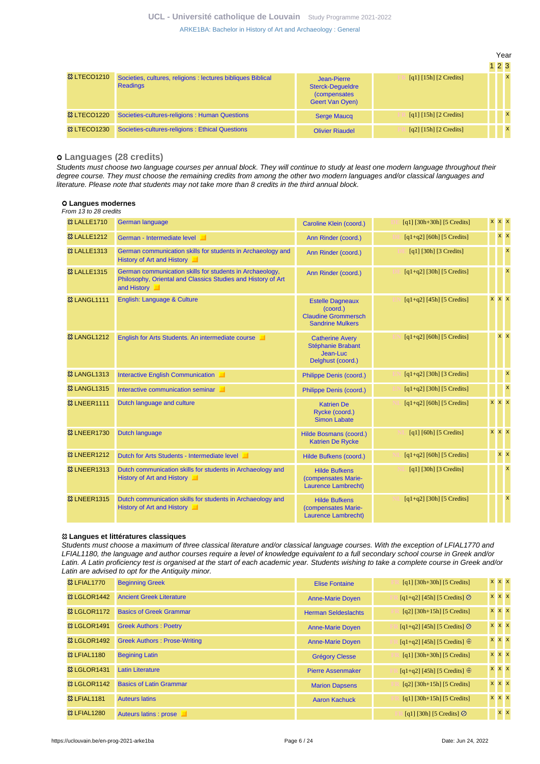| | | | | Year 1 | 2 | 3 |
|---|---|---|---|---|---|---|
| LTECO1210 | Societies, cultures, religions : lectures bibliques Biblical Readings | Jean-Pierre Sterck-Degueldre (compensates Geert Van Oyen) | FR [q1] [15h] [2 Credits] | | | x |
| LTECO1220 | Societies-cultures-religions : Human Questions | Serge Maucq | FR [q1] [15h] [2 Credits] | | | x |
| LTECO1230 | Societies-cultures-religions : Ethical Questions | Olivier Riaudel | FR [q2] [15h] [2 Credits] | | | x |

### Languages (28 credits)

*Students must choose two language courses per annual block. They will continue to study at least one modern language throughout their degree course. They must choose the remaining credits from among the other two modern languages and/or classical languages and literature. Please note that students may not take more than 8 credits in the third annual block.*

#### Langues modernes

*From 13 to 28 credits*

| | | | | 1 | 2 | 3 |
|---|---|---|---|---|---|---|
| LALLE1710 | German language | Caroline Klein (coord.) | DE [q1] [30h+30h] [5 Credits] | x | x | x |
| LALLE1212 | German - Intermediate level | Ann Rinder (coord.) | DE [q1+q2] [60h] [5 Credits] | | x | x |
| LALLE1313 | German communication skills for students in Archaeology and History of Art and History | Ann Rinder (coord.) | DE [q1] [30h] [3 Credits] | | | x |
| LALLE1315 | German communication skills for students in Archaeology, Philosophy, Oriental and Classics Studies and History of Art and History | Ann Rinder (coord.) | DE [q1+q2] [30h] [5 Credits] | | | x |
| LANGL1111 | English: Language & Culture | Estelle Dagneaux (coord.) Claudine Grommersch Sandrine Mulkers | EN [q1+q2] [45h] [5 Credits] | x | x | x |
| LANGL1212 | English for Arts Students. An intermediate course | Catherine Avery Stéphanie Brabant Jean-Luc Delghust (coord.) | EN [q1+q2] [60h] [5 Credits] | | x | x |
| LANGL1313 | Interactive English Communication | Philippe Denis (coord.) | EN [q1+q2] [30h] [3 Credits] | | | x |
| LANGL1315 | Interactive communication seminar | Philippe Denis (coord.) | EN [q1+q2] [30h] [5 Credits] | | | x |
| LNEER1111 | Dutch language and culture | Katrien De Rycke (coord.) Simon Labate | NL [q1+q2] [60h] [5 Credits] | x | x | x |
| LNEER1730 | Dutch language | Hilde Bosmans (coord.) Katrien De Rycke | NL [q1] [60h] [5 Credits] | x | x | x |
| LNEER1212 | Dutch for Arts Students - Intermediate level | Hilde Bufkens (coord.) | NL [q1+q2] [60h] [5 Credits] | | x | x |
| LNEER1313 | Dutch communication skills for students in Archaeology and History of Art and History | Hilde Bufkens (compensates Marie-Laurence Lambrecht) | NL [q1] [30h] [3 Credits] | | | x |
| LNEER1315 | Dutch communication skills for students in Archaeology and History of Art and History | Hilde Bufkens (compensates Marie-Laurence Lambrecht) | NL [q1+q2] [30h] [5 Credits] | | | x |

#### Langues et littératures classiques

*Students must choose a maximum of three classical literature and/or classical language courses. With the exception of LFIAL1770 and LFIAL1180, the language and author courses require a level of knowledge equivalent to a full secondary school course in Greek and/or Latin. A Latin proficiency test is organised at the start of each academic year. Students wishing to take a complete course in Greek and/or Latin are advised to opt for the Antiquity minor.*

| | | | | 1 | 2 | 3 |
|---|---|---|---|---|---|---|
| LFIAL1770 | Beginning Greek | Elise Fontaine | FR [q1] [30h+30h] [5 Credits] | x | x | x |
| LGLOR1442 | Ancient Greek Literature | Anne-Marie Doyen | FR [q1+q2] [45h] [5 Credits] ⊘ | x | x | x |
| LGLOR1172 | Basics of Greek Grammar | Herman Seldeslachts | FR [q2] [30h+15h] [5 Credits] | x | x | x |
| LGLOR1491 | Greek Authors : Poetry | Anne-Marie Doyen | FR [q1+q2] [45h] [5 Credits] ⊘ | x | x | x |
| LGLOR1492 | Greek Authors : Prose-Writing | Anne-Marie Doyen | FR [q1+q2] [45h] [5 Credits] ⊕ | x | x | x |
| LFIAL1180 | Begining Latin | Grégory Clesse | FR [q1] [30h+30h] [5 Credits] | x | x | x |
| LGLOR1431 | Latin Literature | Pierre Assenmaker | FR [q1+q2] [45h] [5 Credits] ⊕ | x | x | x |
| LGLOR1142 | Basics of Latin Grammar | Marion Dapsens | FR [q2] [30h+15h] [5 Credits] | x | x | x |
| LFIAL1181 | Auteurs latins | Aaron Kachuck | FR [q1] [30h+15h] [5 Credits] | x | x | x |
| LFIAL1280 | Auteurs latins : prose | | FR [q1] [30h] [5 Credits] ⊘ | | x | x |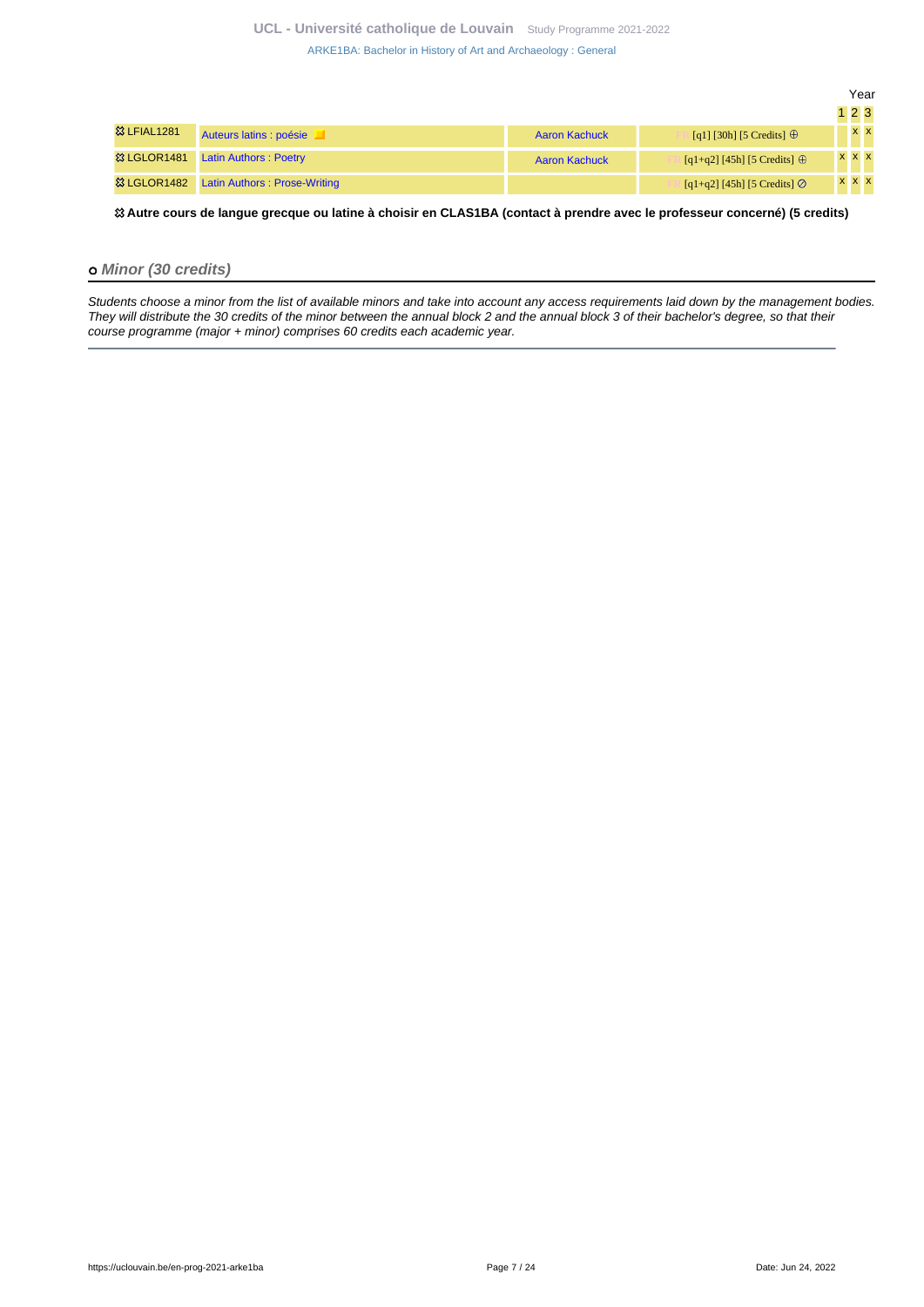| | | | | Year | | |
|---|---|---|---|---|---|---|
| | | | | 1 | 2 | 3 |
| ⯐ LFIAL1281 | Auteurs latins : poésie | Aaron Kachuck | FR [q1] [30h] [5 Credits] ⊕ | | x | x |
| ⯐ LGLOR1481 | Latin Authors : Poetry | Aaron Kachuck | FR [q1+q2] [45h] [5 Credits] ⊕ | x | x | x |
| ⯐ LGLOR1482 | Latin Authors : Prose-Writing | | FR [q1+q2] [45h] [5 Credits] ⊘ | x | x | x |

⯐ **Autre cours de langue grecque ou latine à choisir en CLAS1BA (contact à prendre avec le professeur concerné) (5 credits)**

## o Minor (30 credits)

*Students choose a minor from the list of available minors and take into account any access requirements laid down by the management bodies. They will distribute the 30 credits of the minor between the annual block 2 and the annual block 3 of their bachelor's degree, so that their course programme (major + minor) comprises 60 credits each academic year.*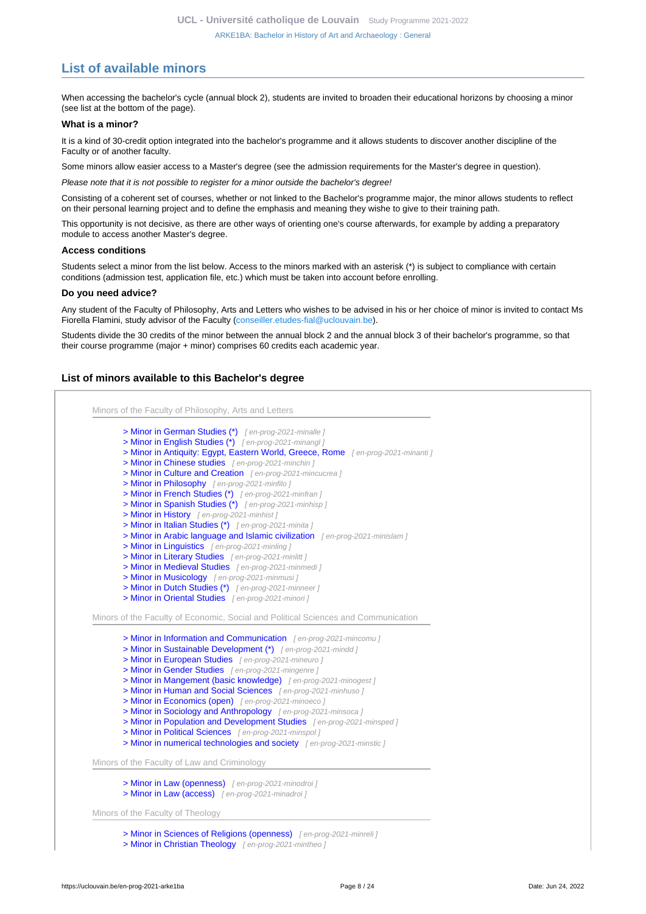## List of available minors

When accessing the bachelor's cycle (annual block 2), students are invited to broaden their educational horizons by choosing a minor (see list at the bottom of the page).

### What is a minor?

It is a kind of 30-credit option integrated into the bachelor's programme and it allows students to discover another discipline of the Faculty or of another faculty.

Some minors allow easier access to a Master's degree (see the admission requirements for the Master's degree in question).

*Please note that it is not possible to register for a minor outside the bachelor's degree!*

Consisting of a coherent set of courses, whether or not linked to the Bachelor's programme major, the minor allows students to reflect on their personal learning project and to define the emphasis and meaning they wishe to give to their training path.

This opportunity is not decisive, as there are other ways of orienting one's course afterwards, for example by adding a preparatory module to access another Master's degree.

### Access conditions

Students select a minor from the list below. Access to the minors marked with an asterisk (*) is subject to compliance with certain conditions (admission test, application file, etc.) which must be taken into account before enrolling.

### Do you need advice?

Any student of the Faculty of Philosophy, Arts and Letters who wishes to be advised in his or her choice of minor is invited to contact Ms Fiorella Flamini, study advisor of the Faculty (conseiller.etudes-fial@uclouvain.be).

Students divide the 30 credits of the minor between the annual block 2 and the annual block 3 of their bachelor's programme, so that their course programme (major + minor) comprises 60 credits each academic year.

### List of minors available to this Bachelor's degree

Minors of the Faculty of Philosophy, Arts and Letters

- > Minor in German Studies (*) [ en-prog-2021-minalle ]
- > Minor in English Studies (*) [ en-prog-2021-minangl ]
- > Minor in Antiquity: Egypt, Eastern World, Greece, Rome [ en-prog-2021-minanti ]
- > Minor in Chinese studies [ en-prog-2021-minchin ]
- > Minor in Culture and Creation [ en-prog-2021-mincucrea ]
- > Minor in Philosophy [ en-prog-2021-minfilo ]
- > Minor in French Studies (*) [ en-prog-2021-minfran ]
- > Minor in Spanish Studies (*) [ en-prog-2021-minhisp ]
- > Minor in History [ en-prog-2021-minhist ]
- > Minor in Italian Studies (*) [ en-prog-2021-minita ]
- > Minor in Arabic language and Islamic civilization [ en-prog-2021-minislam ]
- > Minor in Linguistics [ en-prog-2021-minling ]
- > Minor in Literary Studies [ en-prog-2021-minlitt ]
- > Minor in Medieval Studies [ en-prog-2021-minmedi ]
- > Minor in Musicology [ en-prog-2021-minmusi ]
- > Minor in Dutch Studies (*) [ en-prog-2021-minneer ]
- > Minor in Oriental Studies [ en-prog-2021-minori ]

Minors of the Faculty of Economic, Social and Political Sciences and Communication

- > Minor in Information and Communication [ en-prog-2021-mincomu ]
- > Minor in Sustainable Development (*) [ en-prog-2021-mindd ]
- > Minor in European Studies [ en-prog-2021-mineuro ]
- > Minor in Gender Studies [ en-prog-2021-mingenre ]
- > Minor in Mangement (basic knowledge) [ en-prog-2021-minogest ]
- > Minor in Human and Social Sciences [ en-prog-2021-minhuso ]
- > Minor in Economics (open) [ en-prog-2021-minoeco ]
- > Minor in Sociology and Anthropology [ en-prog-2021-minsoca ]
- > Minor in Population and Development Studies [ en-prog-2021-minsped ]
- > Minor in Political Sciences [ en-prog-2021-minspol ]
- > Minor in numerical technologies and society [ en-prog-2021-minstic ]

Minors of the Faculty of Law and Criminology

- > Minor in Law (openness) [ en-prog-2021-minodroi ]
- > Minor in Law (access) [ en-prog-2021-minadroi ]

Minors of the Faculty of Theology

- > Minor in Sciences of Religions (openness) [ en-prog-2021-minreli ]
- > Minor in Christian Theology [ en-prog-2021-mintheo ]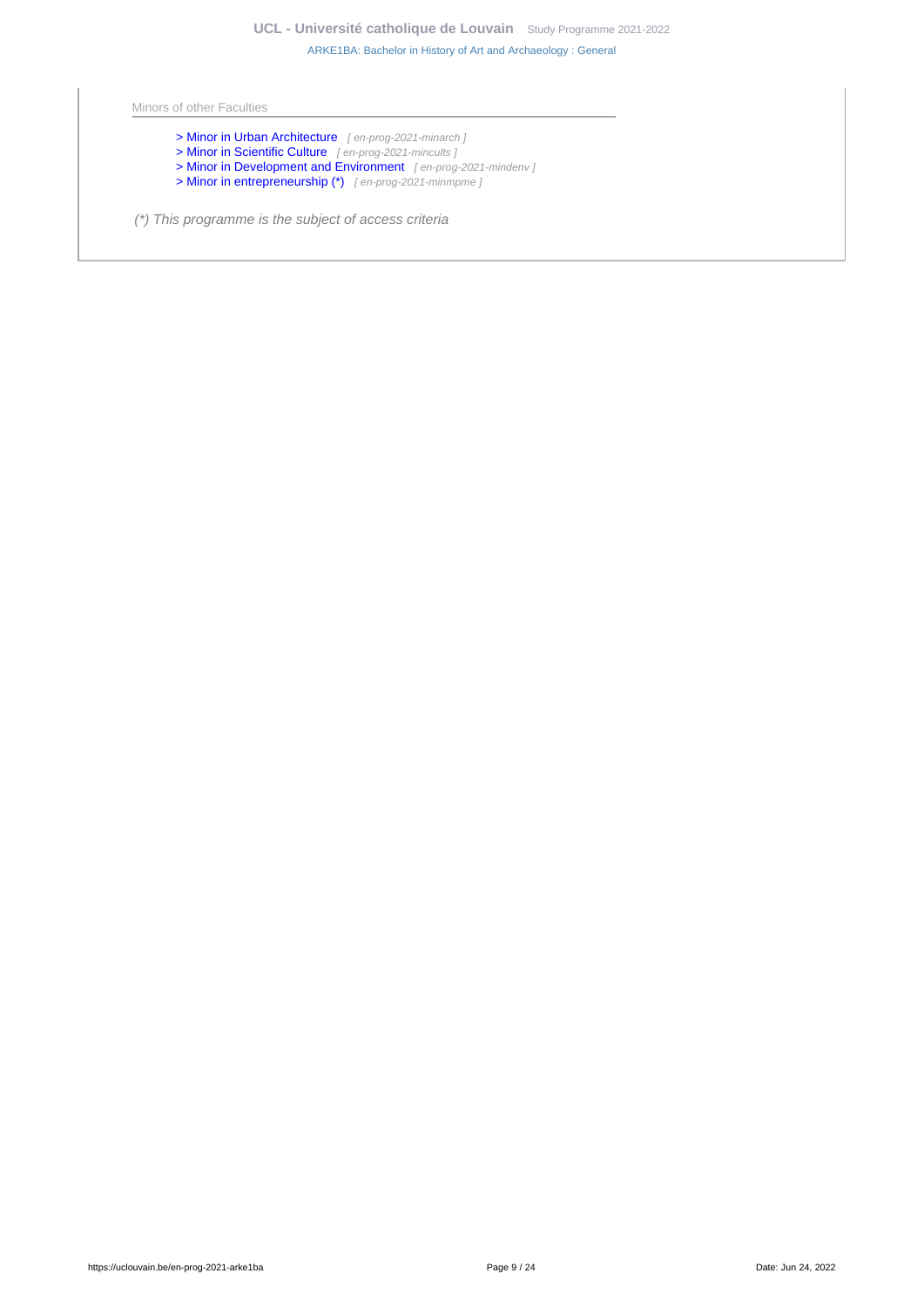Minors of other Faculties

- > Minor in Urban Architecture [ en-prog-2021-minarch ]
- > Minor in Scientific Culture [ en-prog-2021-mincults ]
- > Minor in Development and Environment [ en-prog-2021-mindenv ]
- > Minor in entrepreneurship (*) [ en-prog-2021-minmpme ]

*(*) This programme is the subject of access criteria*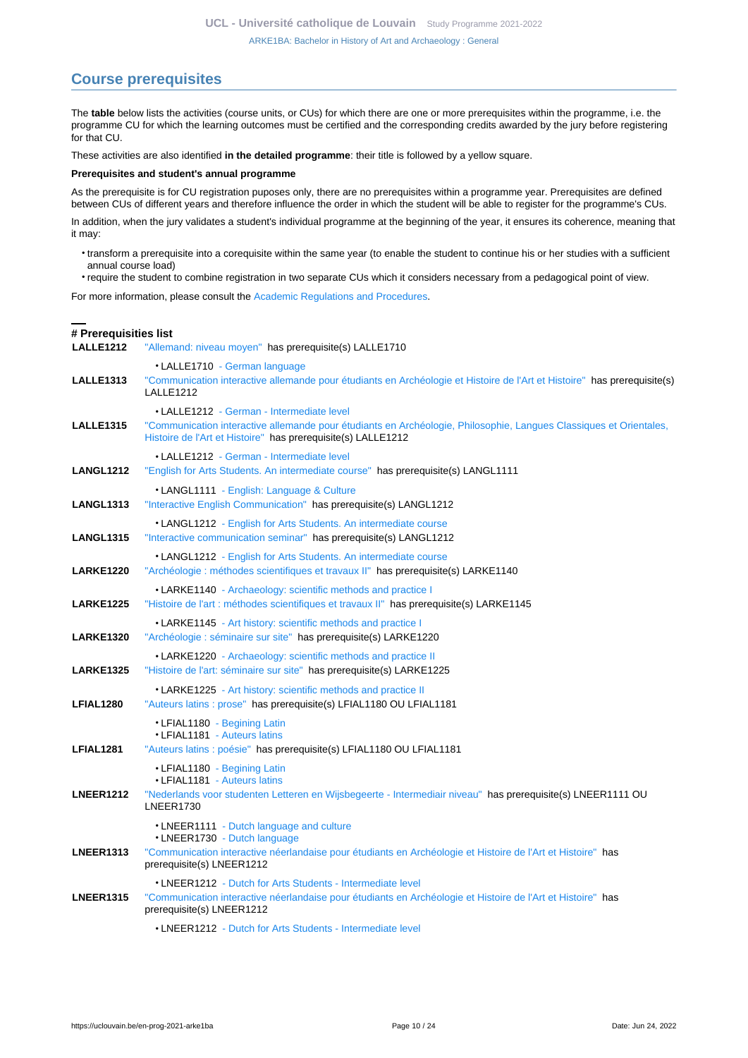## Course prerequisites

The **table** below lists the activities (course units, or CUs) for which there are one or more prerequisites within the programme, i.e. the programme CU for which the learning outcomes must be certified and the corresponding credits awarded by the jury before registering for that CU.

These activities are also identified **in the detailed programme**: their title is followed by a yellow square.

**Prerequisites and student's annual programme**

As the prerequisite is for CU registration puposes only, there are no prerequisites within a programme year. Prerequisites are defined between CUs of different years and therefore influence the order in which the student will be able to register for the programme's CUs.

In addition, when the jury validates a student's individual programme at the beginning of the year, it ensures its coherence, meaning that it may:

- transform a prerequisite into a corequisite within the same year (to enable the student to continue his or her studies with a sufficient annual course load)
- require the student to combine registration in two separate CUs which it considers necessary from a pedagogical point of view.

For more information, please consult the Academic Regulations and Procedures.

### # Prerequisities list

**LALLE1212** "Allemand: niveau moyen" has prerequisite(s) LALLE1710

- LALLE1710 - German language

**LALLE1313** "Communication interactive allemande pour étudiants en Archéologie et Histoire de l'Art et Histoire" has prerequisite(s) LALLE1212

- LALLE1212 - German - Intermediate level

**LALLE1315** "Communication interactive allemande pour étudiants en Archéologie, Philosophie, Langues Classiques et Orientales, Histoire de l'Art et Histoire" has prerequisite(s) LALLE1212

- LALLE1212 - German - Intermediate level

**LANGL1212** "English for Arts Students. An intermediate course" has prerequisite(s) LANGL1111

- LANGL1111 - English: Language & Culture

**LANGL1313** "Interactive English Communication" has prerequisite(s) LANGL1212

- LANGL1212 - English for Arts Students. An intermediate course

**LANGL1315** "Interactive communication seminar" has prerequisite(s) LANGL1212

- LANGL1212 - English for Arts Students. An intermediate course

**LARKE1220** "Archéologie : méthodes scientifiques et travaux II" has prerequisite(s) LARKE1140

- LARKE1140 - Archaeology: scientific methods and practice I

**LARKE1225** "Histoire de l'art : méthodes scientifiques et travaux II" has prerequisite(s) LARKE1145

- LARKE1145 - Art history: scientific methods and practice I

**LARKE1320** "Archéologie : séminaire sur site" has prerequisite(s) LARKE1220

- LARKE1220 - Archaeology: scientific methods and practice II

**LARKE1325** "Histoire de l'art: séminaire sur site" has prerequisite(s) LARKE1225

- LARKE1225 - Art history: scientific methods and practice II

**LFIAL1280** "Auteurs latins : prose" has prerequisite(s) LFIAL1180 OU LFIAL1181

- LFIAL1180 - Begining Latin
- LFIAL1181 - Auteurs latins

**LFIAL1281** "Auteurs latins : poésie" has prerequisite(s) LFIAL1180 OU LFIAL1181

- LFIAL1180 - Begining Latin
- LFIAL1181 - Auteurs latins

**LNEER1212** "Nederlands voor studenten Letteren en Wijsbegeerte - Intermediair niveau" has prerequisite(s) LNEER1111 OU LNEER1730

- LNEER1111 - Dutch language and culture
- LNEER1730 - Dutch language

**LNEER1313** "Communication interactive néerlandaise pour étudiants en Archéologie et Histoire de l'Art et Histoire" has prerequisite(s) LNEER1212

- LNEER1212 - Dutch for Arts Students - Intermediate level

**LNEER1315** "Communication interactive néerlandaise pour étudiants en Archéologie et Histoire de l'Art et Histoire" has prerequisite(s) LNEER1212

- LNEER1212 - Dutch for Arts Students - Intermediate level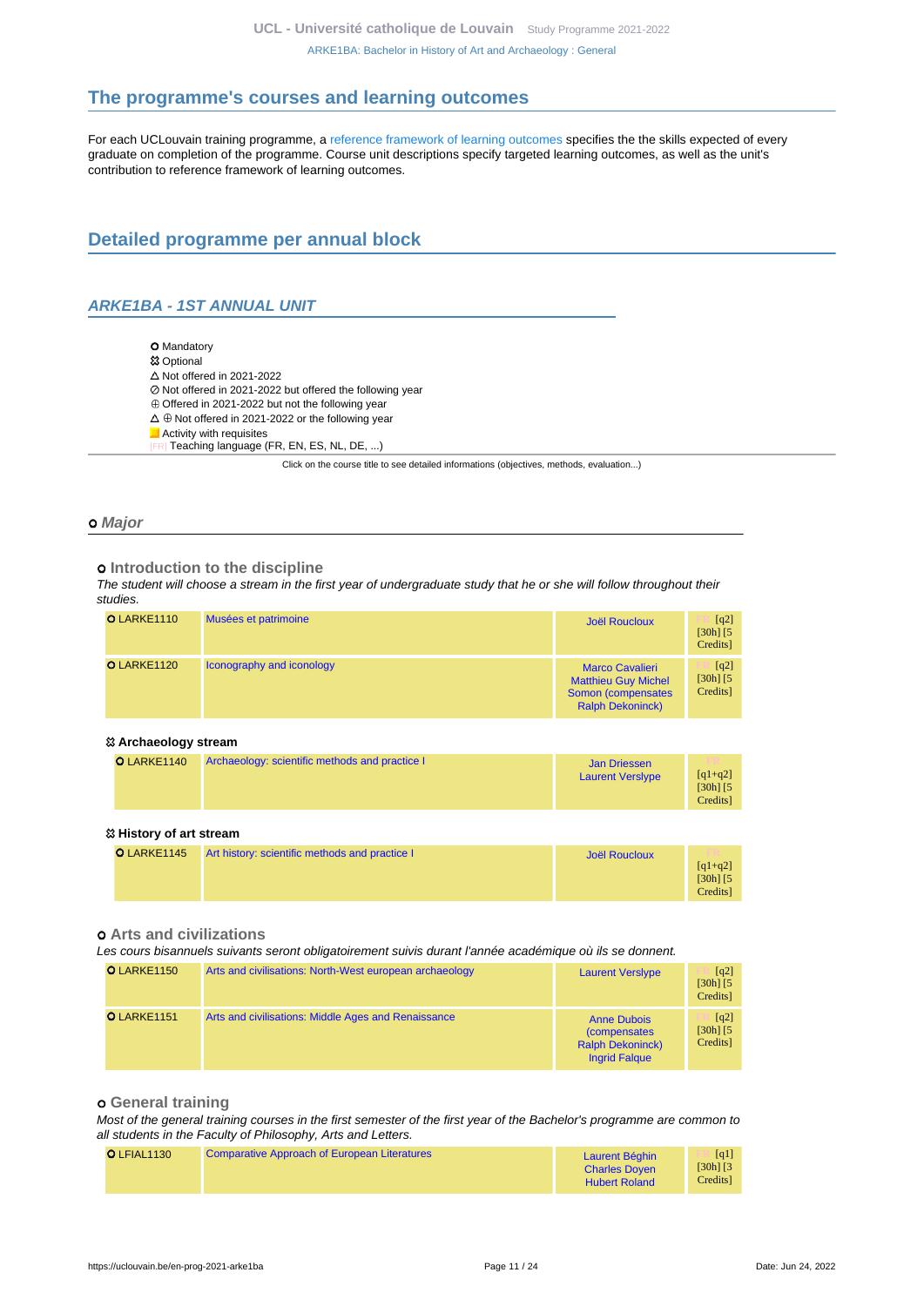## The programme's courses and learning outcomes

For each UCLouvain training programme, a reference framework of learning outcomes specifies the the skills expected of every graduate on completion of the programme. Course unit descriptions specify targeted learning outcomes, as well as the unit's contribution to reference framework of learning outcomes.

## Detailed programme per annual block

### ARKE1BA - 1ST ANNUAL UNIT

- ⭘ Mandatory
- ✿ Optional
- △ Not offered in 2021-2022
- ⊘ Not offered in 2021-2022 but offered the following year
- ⊕ Offered in 2021-2022 but not the following year
- △ ⊕ Not offered in 2021-2022 or the following year
- Activity with requisites
- [FR] Teaching language (FR, EN, ES, NL, DE, ...)

Click on the course title to see detailed informations (objectives, methods, evaluation...)

### ⭘ Major

#### ⭘ Introduction to the discipline

*The student will choose a stream in the first year of undergraduate study that he or she will follow throughout their studies.*

| | | | |
|---|---|---|---|
| ⭘ LARKE1110 | Musées et patrimoine | Joël Roucloux | FR [q2] [30h] [5 Credits] |
| ⭘ LARKE1120 | Iconography and iconology | Marco Cavalieri, Matthieu Guy Michel Somon (compensates Ralph Dekoninck) | FR [q2] [30h] [5 Credits] |

##### ✿ Archaeology stream

| | | | |
|---|---|---|---|
| ⭘ LARKE1140 | Archaeology: scientific methods and practice I | Jan Driessen, Laurent Verslype | FR [q1+q2] [30h] [5 Credits] |

##### ✿ History of art stream

| | | | |
|---|---|---|---|
| ⭘ LARKE1145 | Art history: scientific methods and practice I | Joël Roucloux | FR [q1+q2] [30h] [5 Credits] |

#### ⭘ Arts and civilizations

*Les cours bisannuels suivants seront obligatoirement suivis durant l'année académique où ils se donnent.*

| | | | |
|---|---|---|---|
| ⭘ LARKE1150 | Arts and civilisations: North-West european archaeology | Laurent Verslype | FR [q2] [30h] [5 Credits] |
| ⭘ LARKE1151 | Arts and civilisations: Middle Ages and Renaissance | Anne Dubois (compensates Ralph Dekoninck), Ingrid Falque | FR [q2] [30h] [5 Credits] |

#### ⭘ General training

*Most of the general training courses in the first semester of the first year of the Bachelor's programme are common to all students in the Faculty of Philosophy, Arts and Letters.*

| | | | |
|---|---|---|---|
| ⭘ LFIAL1130 | Comparative Approach of European Literatures | Laurent Béghin, Charles Doyen, Hubert Roland | FR [q1] [30h] [3 Credits] |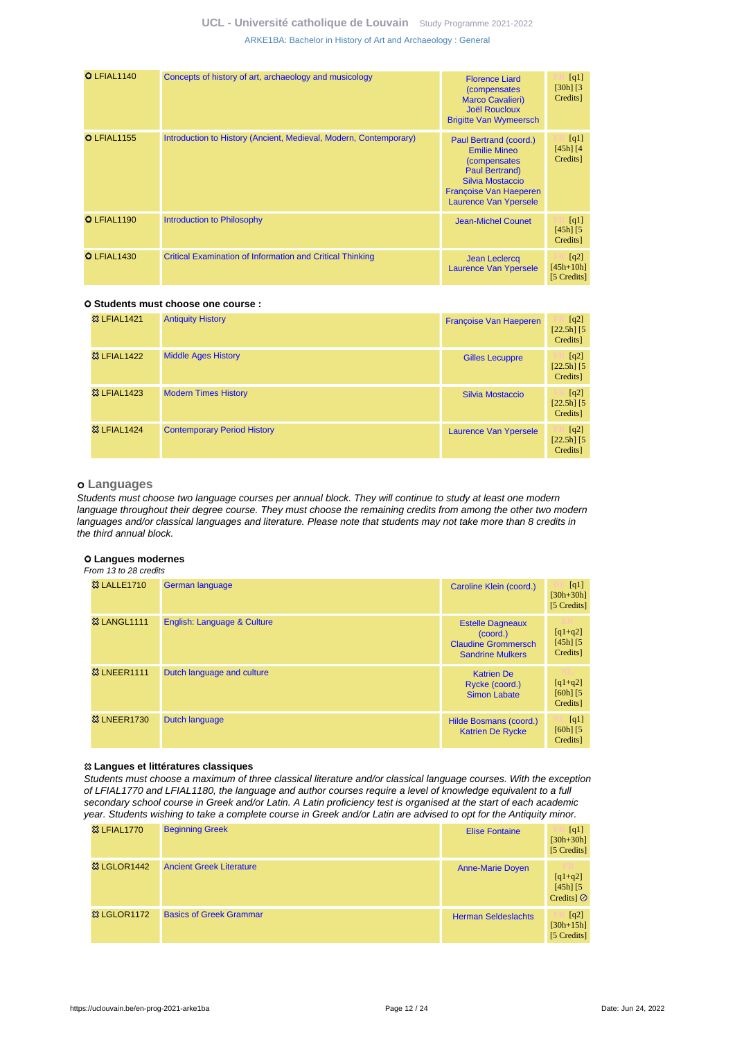| | | | |
|---|---|---|---|
| O LFIAL1140 | Concepts of history of art, archaeology and musicology | Florence Liard (compensates Marco Cavalieri) Joël Roucloux Brigitte Van Wymeersch | FR [q1] [30h] [3 Credits] |
| O LFIAL1155 | Introduction to History (Ancient, Medieval, Modern, Contemporary) | Paul Bertrand (coord.) Emilie Mineo (compensates Paul Bertrand) Silvia Mostaccio Françoise Van Haeperen Laurence Van Ypersele | FR [q1] [45h] [4 Credits] |
| O LFIAL1190 | Introduction to Philosophy | Jean-Michel Counet | FR [q1] [45h] [5 Credits] |
| O LFIAL1430 | Critical Examination of Information and Critical Thinking | Jean Leclercq Laurence Van Ypersele | FR [q2] [45h+10h] [5 Credits] |

#### Students must choose one course :

| | | | |
|---|---|---|---|
| LFIAL1421 | Antiquity History | Françoise Van Haeperen | FR [q2] [22.5h] [5 Credits] |
| LFIAL1422 | Middle Ages History | Gilles Lecuppre | FR [q2] [22.5h] [5 Credits] |
| LFIAL1423 | Modern Times History | Silvia Mostaccio | FR [q2] [22.5h] [5 Credits] |
| LFIAL1424 | Contemporary Period History | Laurence Van Ypersele | FR [q2] [22.5h] [5 Credits] |

### Languages

*Students must choose two language courses per annual block. They will continue to study at least one modern language throughout their degree course. They must choose the remaining credits from among the other two modern languages and/or classical languages and literature. Please note that students may not take more than 8 credits in the third annual block.*

#### Langues modernes

*From 13 to 28 credits*

| | | | |
|---|---|---|---|
| LALLE1710 | German language | Caroline Klein (coord.) | DE [q1] [30h+30h] [5 Credits] |
| LANGL1111 | English: Language & Culture | Estelle Dagneaux (coord.) Claudine Grommersch Sandrine Mulkers | EN [q1+q2] [45h] [5 Credits] |
| LNEER1111 | Dutch language and culture | Katrien De Rycke (coord.) Simon Labate | NL [q1+q2] [60h] [5 Credits] |
| LNEER1730 | Dutch language | Hilde Bosmans (coord.) Katrien De Rycke | NL [q1] [60h] [5 Credits] |

#### Langues et littératures classiques

*Students must choose a maximum of three classical literature and/or classical language courses. With the exception of LFIAL1770 and LFIAL1180, the language and author courses require a level of knowledge equivalent to a full secondary school course in Greek and/or Latin. A Latin proficiency test is organised at the start of each academic year. Students wishing to take a complete course in Greek and/or Latin are advised to opt for the Antiquity minor.*

| | | | |
|---|---|---|---|
| LFIAL1770 | Beginning Greek | Elise Fontaine | FR [q1] [30h+30h] [5 Credits] |
| LGLOR1442 | Ancient Greek Literature | Anne-Marie Doyen | FR [q1+q2] [45h] [5 Credits] ⊘ |
| LGLOR1172 | Basics of Greek Grammar | Herman Seldeslachts | FR [q2] [30h+15h] [5 Credits] |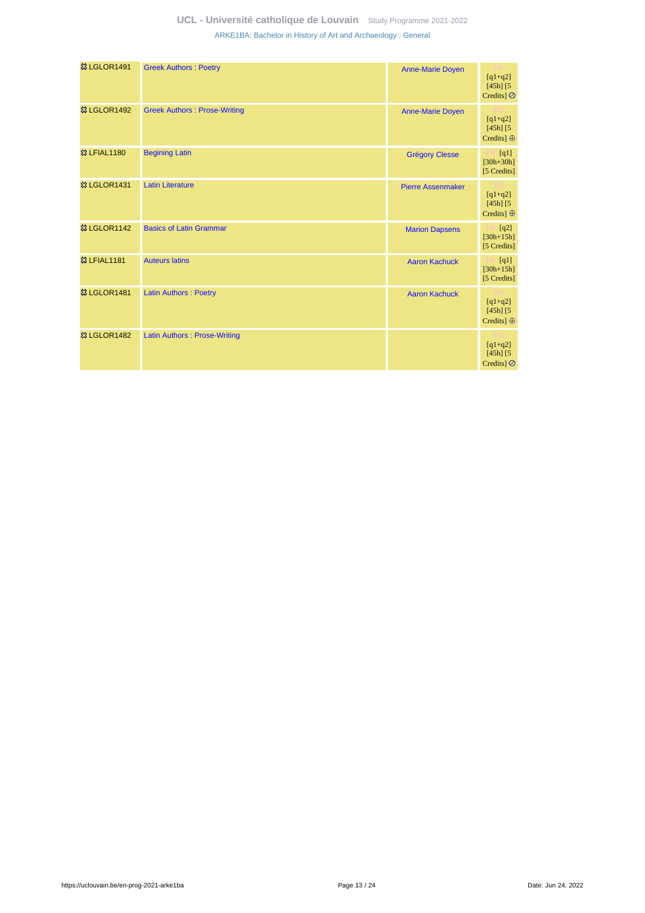| | | | |
|---|---|---|---|
| 🞲 LGLOR1491 | Greek Authors : Poetry | Anne-Marie Doyen | FR [q1+q2] [45h] [5 Credits] ⊘ |
| 🞲 LGLOR1492 | Greek Authors : Prose-Writing | Anne-Marie Doyen | FR [q1+q2] [45h] [5 Credits] ⊕ |
| 🞲 LFIAL1180 | Begining Latin | Grégory Clesse | FR [q1] [30h+30h] [5 Credits] |
| 🞲 LGLOR1431 | Latin Literature | Pierre Assenmaker | FR [q1+q2] [45h] [5 Credits] ⊕ |
| 🞲 LGLOR1142 | Basics of Latin Grammar | Marion Dapsens | FR [q2] [30h+15h] [5 Credits] |
| 🞲 LFIAL1181 | Auteurs latins | Aaron Kachuck | FR [q1] [30h+15h] [5 Credits] |
| 🞲 LGLOR1481 | Latin Authors : Poetry | Aaron Kachuck | FR [q1+q2] [45h] [5 Credits] ⊕ |
| 🞲 LGLOR1482 | Latin Authors : Prose-Writing | | FR [q1+q2] [45h] [5 Credits] ⊘ |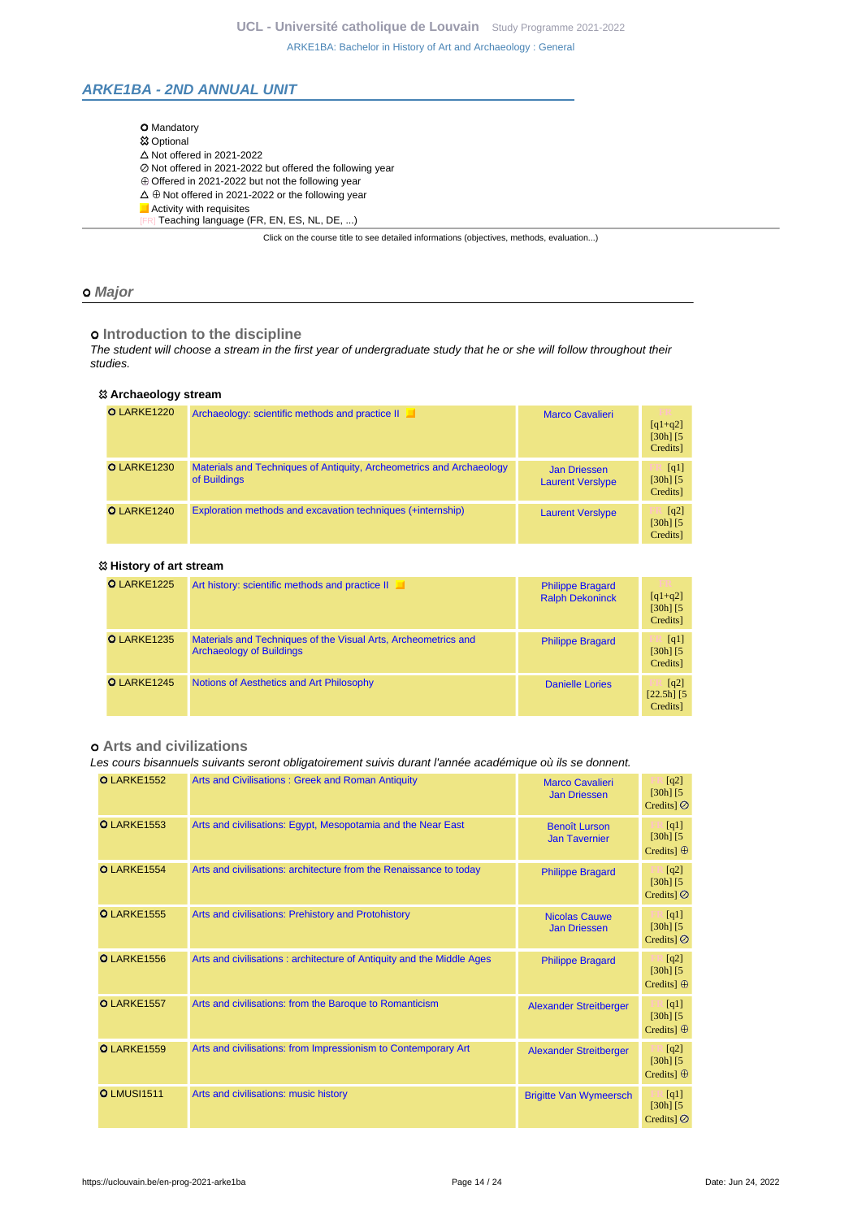## ARKE1BA - 2ND ANNUAL UNIT

- O Mandatory
- ⯐ Optional
- △ Not offered in 2021-2022
- ⊘ Not offered in 2021-2022 but offered the following year
- ⊕ Offered in 2021-2022 but not the following year
- △ ⊕ Not offered in 2021-2022 or the following year
- Activity with requisites
- [FR] Teaching language (FR, EN, ES, NL, DE, ...)

Click on the course title to see detailed informations (objectives, methods, evaluation...)

### O Major

#### O Introduction to the discipline

*The student will choose a stream in the first year of undergraduate study that he or she will follow throughout their studies.*

##### ⯐ Archaeology stream

| | | | |
|---|---|---|---|
| O LARKE1220 | Archaeology: scientific methods and practice II | Marco Cavalieri | [FR] [q1+q2] [30h] [5 Credits] |
| O LARKE1230 | Materials and Techniques of Antiquity, Archeometrics and Archaeology of Buildings | Jan Driessen<br>Laurent Verslype | [FR] [q1] [30h] [5 Credits] |
| O LARKE1240 | Exploration methods and excavation techniques (+internship) | Laurent Verslype | [FR] [q2] [30h] [5 Credits] |

##### ⯐ History of art stream

| | | | |
|---|---|---|---|
| O LARKE1225 | Art history: scientific methods and practice II | Philippe Bragard<br>Ralph Dekoninck | [FR] [q1+q2] [30h] [5 Credits] |
| O LARKE1235 | Materials and Techniques of the Visual Arts, Archeometrics and Archaeology of Buildings | Philippe Bragard | [FR] [q1] [30h] [5 Credits] |
| O LARKE1245 | Notions of Aesthetics and Art Philosophy | Danielle Lories | [FR] [q2] [22.5h] [5 Credits] |

#### O Arts and civilizations

*Les cours bisannuels suivants seront obligatoirement suivis durant l'année académique où ils se donnent.*

| | | | |
|---|---|---|---|
| O LARKE1552 | Arts and Civilisations : Greek and Roman Antiquity | Marco Cavalieri<br>Jan Driessen | [FR] [q2] [30h] [5 Credits] ⊘ |
| O LARKE1553 | Arts and civilisations: Egypt, Mesopotamia and the Near East | Benoît Lurson<br>Jan Tavernier | [FR] [q1] [30h] [5 Credits] ⊕ |
| O LARKE1554 | Arts and civilisations: architecture from the Renaissance to today | Philippe Bragard | [FR] [q2] [30h] [5 Credits] ⊘ |
| O LARKE1555 | Arts and civilisations: Prehistory and Protohistory | Nicolas Cauwe<br>Jan Driessen | [FR] [q1] [30h] [5 Credits] ⊘ |
| O LARKE1556 | Arts and civilisations : architecture of Antiquity and the Middle Ages | Philippe Bragard | [FR] [q2] [30h] [5 Credits] ⊕ |
| O LARKE1557 | Arts and civilisations: from the Baroque to Romanticism | Alexander Streitberger | [FR] [q1] [30h] [5 Credits] ⊕ |
| O LARKE1559 | Arts and civilisations: from Impressionism to Contemporary Art | Alexander Streitberger | [FR] [q2] [30h] [5 Credits] ⊕ |
| O LMUSI1511 | Arts and civilisations: music history | Brigitte Van Wymeersch | [FR] [q1] [30h] [5 Credits] ⊘ |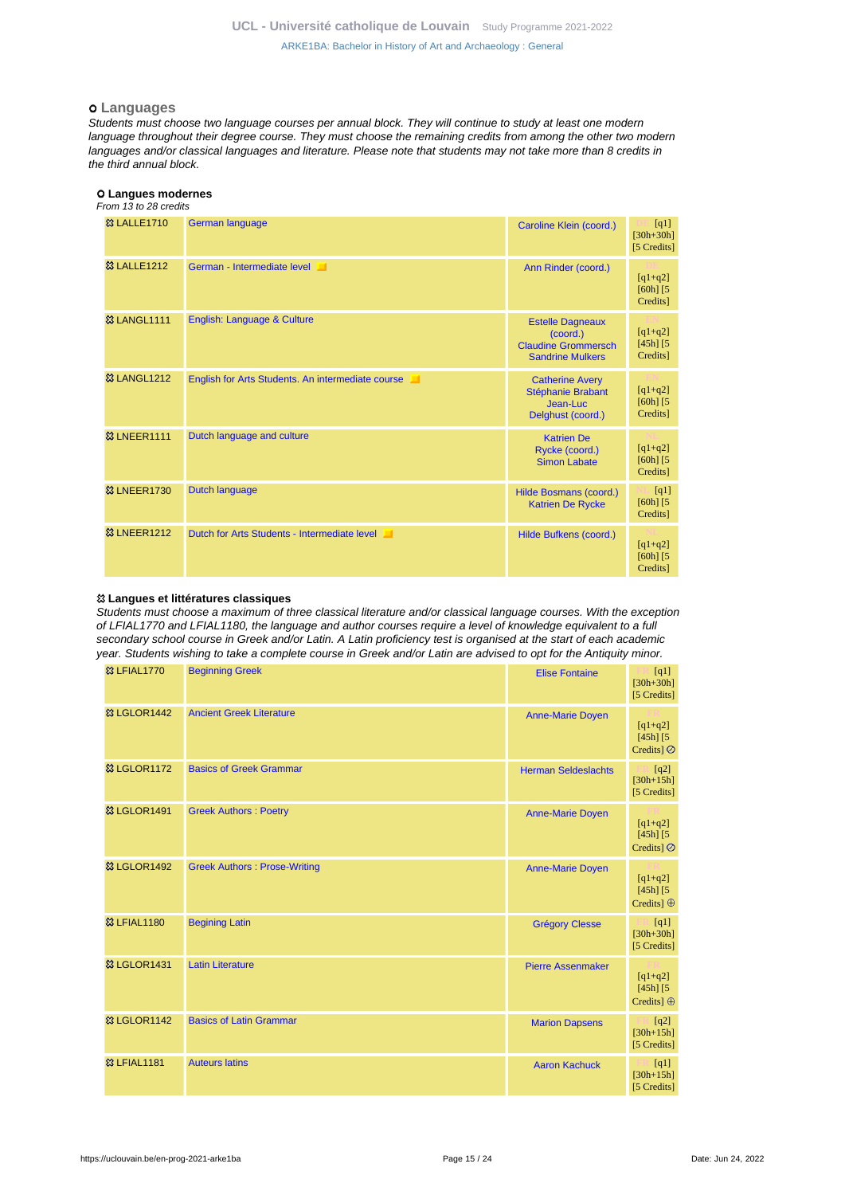### Languages

*Students must choose two language courses per annual block. They will continue to study at least one modern language throughout their degree course. They must choose the remaining credits from among the other two modern languages and/or classical languages and literature. Please note that students may not take more than 8 credits in the third annual block.*

#### Langues modernes

*From 13 to 28 credits*

| Code | Course | Teacher(s) | Details |
|---|---|---|---|
| LALLE1710 | German language | Caroline Klein (coord.) | DE [q1] [30h+30h] [5 Credits] |
| LALLE1212 | German - Intermediate level | Ann Rinder (coord.) | DE [q1+q2] [60h] [5 Credits] |
| LANGL1111 | English: Language & Culture | Estelle Dagneaux (coord.) Claudine Grommersch Sandrine Mulkers | EN [q1+q2] [45h] [5 Credits] |
| LANGL1212 | English for Arts Students. An intermediate course | Catherine Avery Stéphanie Brabant Jean-Luc Delghust (coord.) | EN [q1+q2] [60h] [5 Credits] |
| LNEER1111 | Dutch language and culture | Katrien De Rycke (coord.) Simon Labate | NL [q1+q2] [60h] [5 Credits] |
| LNEER1730 | Dutch language | Hilde Bosmans (coord.) Katrien De Rycke | NL [q1] [60h] [5 Credits] |
| LNEER1212 | Dutch for Arts Students - Intermediate level | Hilde Bufkens (coord.) | NL [q1+q2] [60h] [5 Credits] |

#### Langues et littératures classiques

*Students must choose a maximum of three classical literature and/or classical language courses. With the exception of LFIAL1770 and LFIAL1180, the language and author courses require a level of knowledge equivalent to a full secondary school course in Greek and/or Latin. A Latin proficiency test is organised at the start of each academic year. Students wishing to take a complete course in Greek and/or Latin are advised to opt for the Antiquity minor.*

| Code | Course | Teacher(s) | Details |
|---|---|---|---|
| LFIAL1770 | Beginning Greek | Elise Fontaine | FR [q1] [30h+30h] [5 Credits] |
| LGLOR1442 | Ancient Greek Literature | Anne-Marie Doyen | FR [q1+q2] [45h] [5 Credits] ⊘ |
| LGLOR1172 | Basics of Greek Grammar | Herman Seldeslachts | FR [q2] [30h+15h] [5 Credits] |
| LGLOR1491 | Greek Authors : Poetry | Anne-Marie Doyen | FR [q1+q2] [45h] [5 Credits] ⊘ |
| LGLOR1492 | Greek Authors : Prose-Writing | Anne-Marie Doyen | FR [q1+q2] [45h] [5 Credits] ⊕ |
| LFIAL1180 | Begining Latin | Grégory Clesse | FR [q1] [30h+30h] [5 Credits] |
| LGLOR1431 | Latin Literature | Pierre Assenmaker | FR [q1+q2] [45h] [5 Credits] ⊕ |
| LGLOR1142 | Basics of Latin Grammar | Marion Dapsens | FR [q2] [30h+15h] [5 Credits] |
| LFIAL1181 | Auteurs latins | Aaron Kachuck | FR [q1] [30h+15h] [5 Credits] |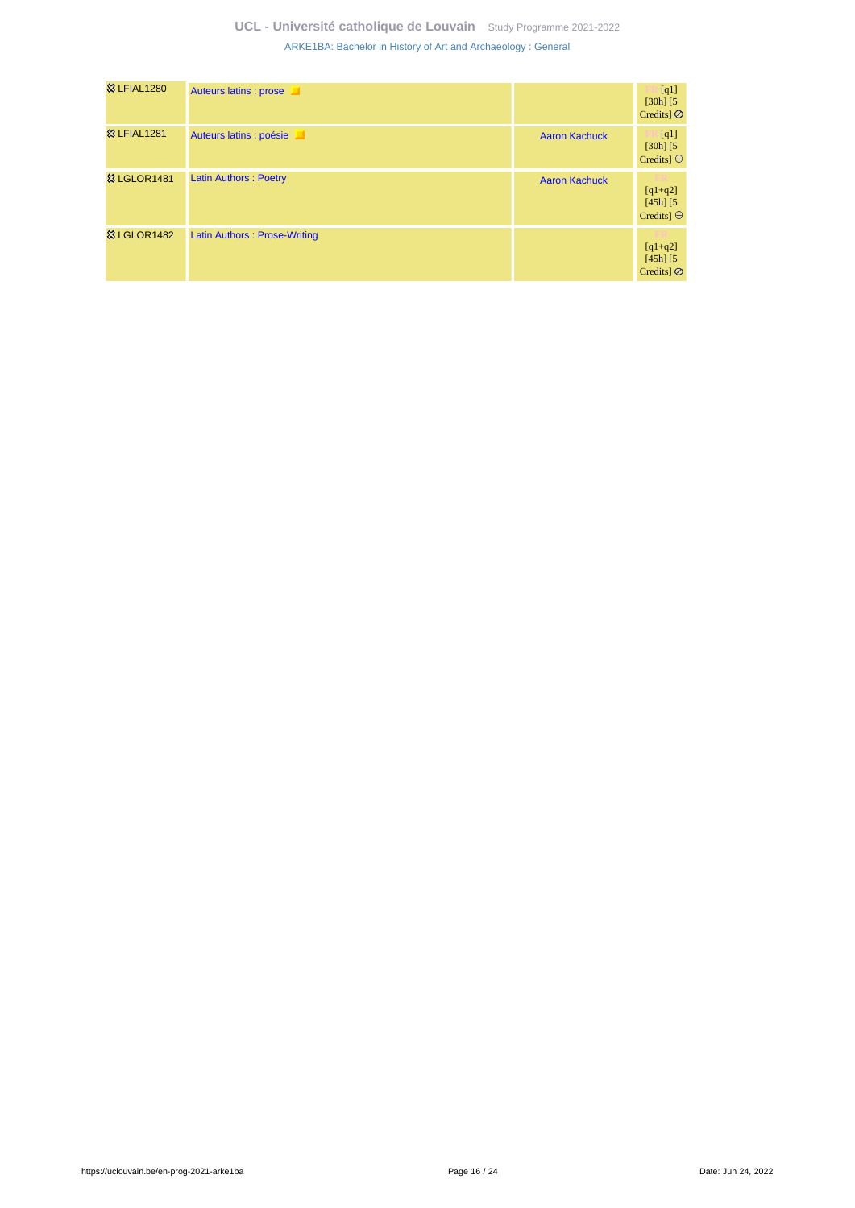| | | | |
|---|---|---|---|
| LFIAL1280 | Auteurs latins : prose | | FR [q1] [30h] [5 Credits] ⊘ |
| LFIAL1281 | Auteurs latins : poésie | Aaron Kachuck | FR [q1] [30h] [5 Credits] ⊕ |
| LGLOR1481 | Latin Authors : Poetry | Aaron Kachuck | FR [q1+q2] [45h] [5 Credits] ⊕ |
| LGLOR1482 | Latin Authors : Prose-Writing | | FR [q1+q2] [45h] [5 Credits] ⊘ |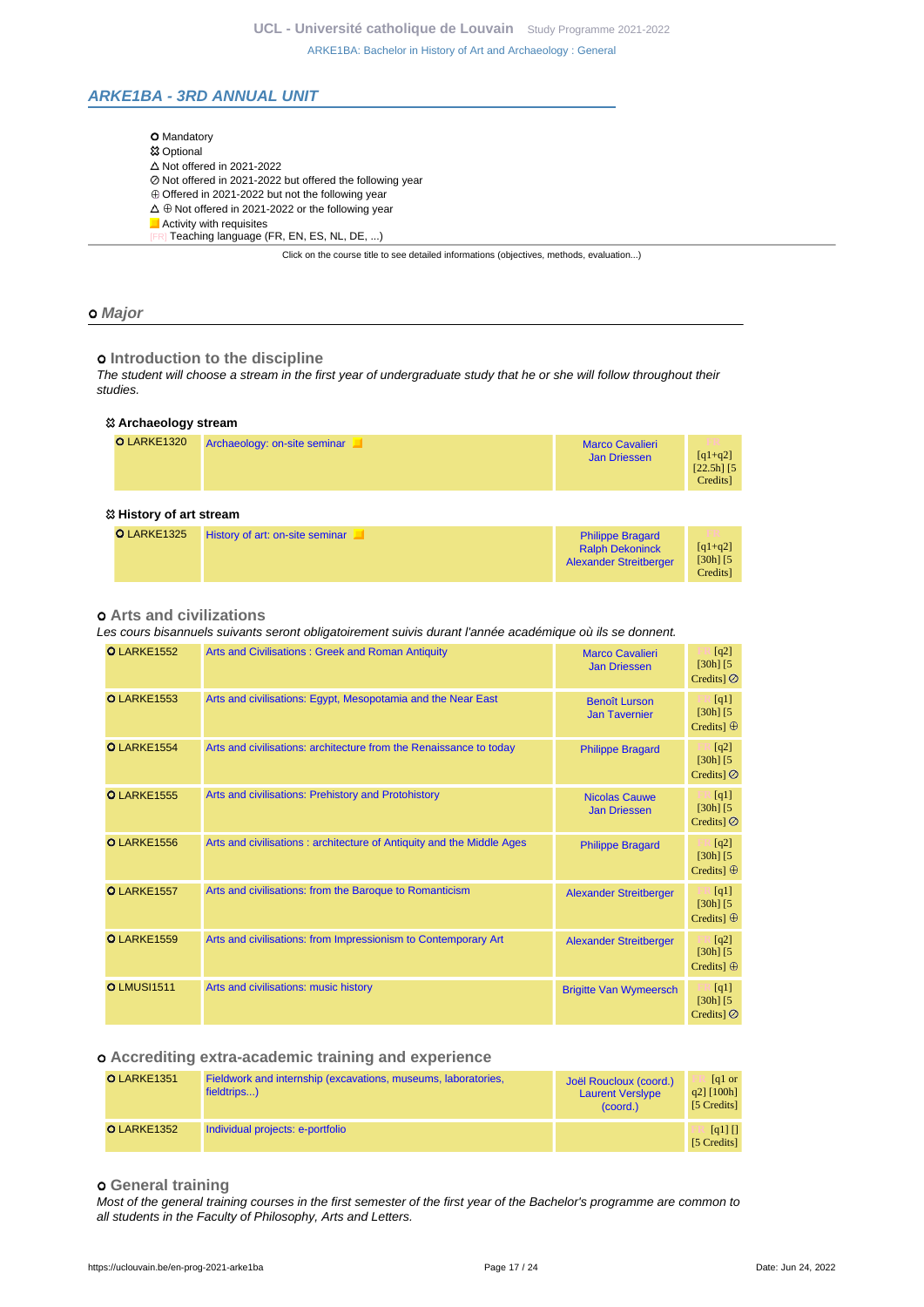## ARKE1BA - 3RD ANNUAL UNIT

- ⭘ Mandatory
- ☒ Optional
- △ Not offered in 2021-2022
- ⊘ Not offered in 2021-2022 but offered the following year
- ⊕ Offered in 2021-2022 but not the following year
- △ ⊕ Not offered in 2021-2022 or the following year
- ■ Activity with requisites
- [FR] Teaching language (FR, EN, ES, NL, DE, ...)

Click on the course title to see detailed informations (objectives, methods, evaluation...)

### ⭘ *Major*

#### ⭘ Introduction to the discipline

*The student will choose a stream in the first year of undergraduate study that he or she will follow throughout their studies.*

**☒ Archaeology stream**

| Code | Title | Teachers | Details |
|---|---|---|---|
| ⭘ LARKE1320 | Archaeology: on-site seminar ■ | Marco Cavalieri<br>Jan Driessen | FR [q1+q2] [22.5h] [5 Credits] |

**☒ History of art stream**

| Code | Title | Teachers | Details |
|---|---|---|---|
| ⭘ LARKE1325 | History of art: on-site seminar ■ | Philippe Bragard<br>Ralph Dekoninck<br>Alexander Streitberger | FR [q1+q2] [30h] [5 Credits] |

#### ⭘ Arts and civilizations

*Les cours bisannuels suivants seront obligatoirement suivis durant l'année académique où ils se donnent.*

| Code | Title | Teachers | Details |
|---|---|---|---|
| ⭘ LARKE1552 | Arts and Civilisations : Greek and Roman Antiquity | Marco Cavalieri<br>Jan Driessen | FR [q2] [30h] [5 Credits] ⊘ |
| ⭘ LARKE1553 | Arts and civilisations: Egypt, Mesopotamia and the Near East | Benoît Lurson<br>Jan Tavernier | FR [q1] [30h] [5 Credits] ⊕ |
| ⭘ LARKE1554 | Arts and civilisations: architecture from the Renaissance to today | Philippe Bragard | FR [q2] [30h] [5 Credits] ⊘ |
| ⭘ LARKE1555 | Arts and civilisations: Prehistory and Protohistory | Nicolas Cauwe<br>Jan Driessen | FR [q1] [30h] [5 Credits] ⊘ |
| ⭘ LARKE1556 | Arts and civilisations : architecture of Antiquity and the Middle Ages | Philippe Bragard | FR [q2] [30h] [5 Credits] ⊕ |
| ⭘ LARKE1557 | Arts and civilisations: from the Baroque to Romanticism | Alexander Streitberger | FR [q1] [30h] [5 Credits] ⊕ |
| ⭘ LARKE1559 | Arts and civilisations: from Impressionism to Contemporary Art | Alexander Streitberger | FR [q2] [30h] [5 Credits] ⊕ |
| ⭘ LMUSI1511 | Arts and civilisations: music history | Brigitte Van Wymeersch | FR [q1] [30h] [5 Credits] ⊘ |

#### ⭘ Accrediting extra-academic training and experience

| Code | Title | Teachers | Details |
|---|---|---|---|
| ⭘ LARKE1351 | Fieldwork and internship (excavations, museums, laboratories, fieldtrips...) | Joël Roucloux (coord.)<br>Laurent Verslype (coord.) | FR [q1 or q2] [100h] [5 Credits] |
| ⭘ LARKE1352 | Individual projects: e-portfolio | | FR [q1] [] [5 Credits] |

#### ⭘ General training

*Most of the general training courses in the first semester of the first year of the Bachelor's programme are common to all students in the Faculty of Philosophy, Arts and Letters.*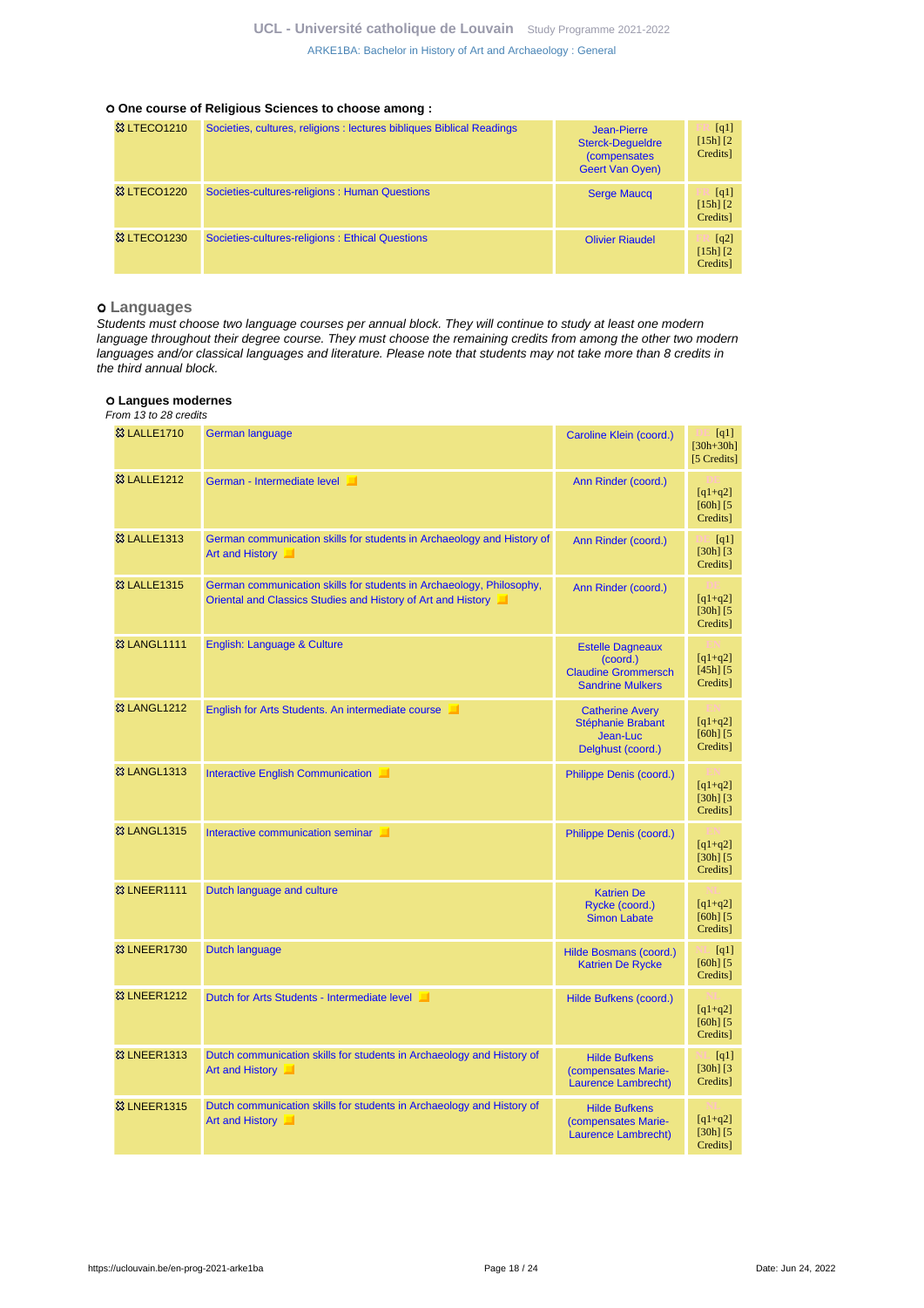**One course of Religious Sciences to choose among :**

| | | | |
|---|---|---|---|
| LTECO1210 | Societies, cultures, religions : lectures bibliques Biblical Readings | Jean-Pierre Sterck-Degueldre (compensates Geert Van Oyen) | FR [q1] [15h] [2 Credits] |
| LTECO1220 | Societies-cultures-religions : Human Questions | Serge Maucq | FR [q1] [15h] [2 Credits] |
| LTECO1230 | Societies-cultures-religions : Ethical Questions | Olivier Riaudel | FR [q2] [15h] [2 Credits] |

## Languages

*Students must choose two language courses per annual block. They will continue to study at least one modern language throughout their degree course. They must choose the remaining credits from among the other two modern languages and/or classical languages and literature. Please note that students may not take more than 8 credits in the third annual block.*

**Langues modernes**

*From 13 to 28 credits*

| | | | |
|---|---|---|---|
| LALLE1710 | German language | Caroline Klein (coord.) | DE [q1] [30h+30h] [5 Credits] |
| LALLE1212 | German - Intermediate level | Ann Rinder (coord.) | DE [q1+q2] [60h] [5 Credits] |
| LALLE1313 | German communication skills for students in Archaeology and History of Art and History | Ann Rinder (coord.) | DE [q1] [30h] [3 Credits] |
| LALLE1315 | German communication skills for students in Archaeology, Philosophy, Oriental and Classics Studies and History of Art and History | Ann Rinder (coord.) | DE [q1+q2] [30h] [5 Credits] |
| LANGL1111 | English: Language & Culture | Estelle Dagneaux (coord.) Claudine Grommersch Sandrine Mulkers | EN [q1+q2] [45h] [5 Credits] |
| LANGL1212 | English for Arts Students. An intermediate course | Catherine Avery Stéphanie Brabant Jean-Luc Delghust (coord.) | EN [q1+q2] [60h] [5 Credits] |
| LANGL1313 | Interactive English Communication | Philippe Denis (coord.) | EN [q1+q2] [30h] [3 Credits] |
| LANGL1315 | Interactive communication seminar | Philippe Denis (coord.) | EN [q1+q2] [30h] [5 Credits] |
| LNEER1111 | Dutch language and culture | Katrien De Rycke (coord.) Simon Labate | NL [q1+q2] [60h] [5 Credits] |
| LNEER1730 | Dutch language | Hilde Bosmans (coord.) Katrien De Rycke | NL [q1] [60h] [5 Credits] |
| LNEER1212 | Dutch for Arts Students - Intermediate level | Hilde Bufkens (coord.) | NL [q1+q2] [60h] [5 Credits] |
| LNEER1313 | Dutch communication skills for students in Archaeology and History of Art and History | Hilde Bufkens (compensates Marie-Laurence Lambrecht) | NL [q1] [30h] [3 Credits] |
| LNEER1315 | Dutch communication skills for students in Archaeology and History of Art and History | Hilde Bufkens (compensates Marie-Laurence Lambrecht) | NL [q1+q2] [30h] [5 Credits] |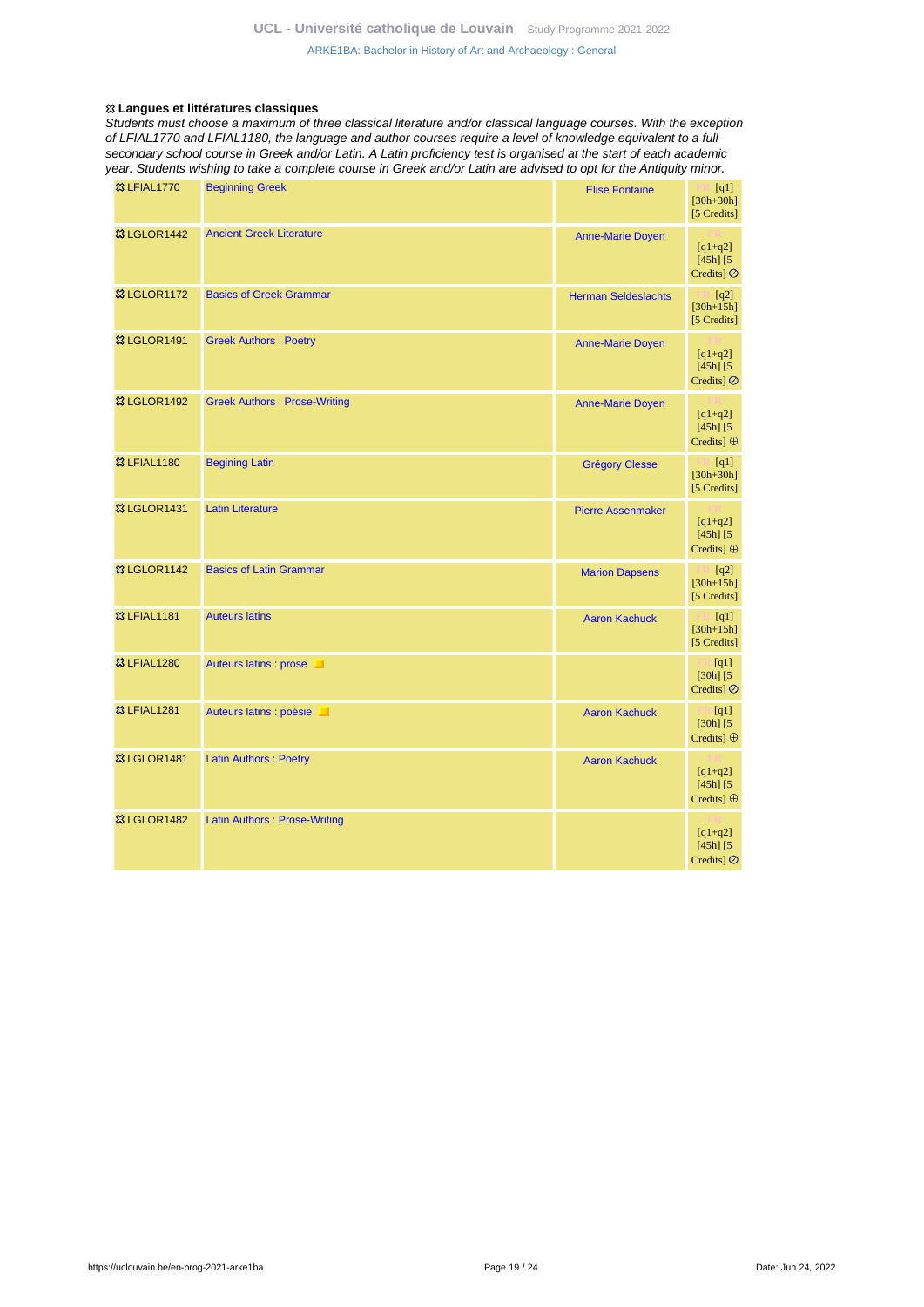**⚙ Langues et littératures classiques**

*Students must choose a maximum of three classical literature and/or classical language courses. With the exception of LFIAL1770 and LFIAL1180, the language and author courses require a level of knowledge equivalent to a full secondary school course in Greek and/or Latin. A Latin proficiency test is organised at the start of each academic year. Students wishing to take a complete course in Greek and/or Latin are advised to opt for the Antiquity minor.*

| Code | Course | Teacher | Details |
|---|---|---|---|
| ⚙ LFIAL1770 | Beginning Greek | Elise Fontaine | FR [q1] [30h+30h] [5 Credits] |
| ⚙ LGLOR1442 | Ancient Greek Literature | Anne-Marie Doyen | FR [q1+q2] [45h] [5 Credits] ⊘ |
| ⚙ LGLOR1172 | Basics of Greek Grammar | Herman Seldeslachts | FR [q2] [30h+15h] [5 Credits] |
| ⚙ LGLOR1491 | Greek Authors : Poetry | Anne-Marie Doyen | FR [q1+q2] [45h] [5 Credits] ⊘ |
| ⚙ LGLOR1492 | Greek Authors : Prose-Writing | Anne-Marie Doyen | FR [q1+q2] [45h] [5 Credits] ⊕ |
| ⚙ LFIAL1180 | Begining Latin | Grégory Clesse | FR [q1] [30h+30h] [5 Credits] |
| ⚙ LGLOR1431 | Latin Literature | Pierre Assenmaker | FR [q1+q2] [45h] [5 Credits] ⊕ |
| ⚙ LGLOR1142 | Basics of Latin Grammar | Marion Dapsens | FR [q2] [30h+15h] [5 Credits] |
| ⚙ LFIAL1181 | Auteurs latins | Aaron Kachuck | FR [q1] [30h+15h] [5 Credits] |
| ⚙ LFIAL1280 | Auteurs latins : prose | | FR [q1] [30h] [5 Credits] ⊘ |
| ⚙ LFIAL1281 | Auteurs latins : poésie | Aaron Kachuck | FR [q1] [30h] [5 Credits] ⊕ |
| ⚙ LGLOR1481 | Latin Authors : Poetry | Aaron Kachuck | FR [q1+q2] [45h] [5 Credits] ⊕ |
| ⚙ LGLOR1482 | Latin Authors : Prose-Writing | | FR [q1+q2] [45h] [5 Credits] ⊘ |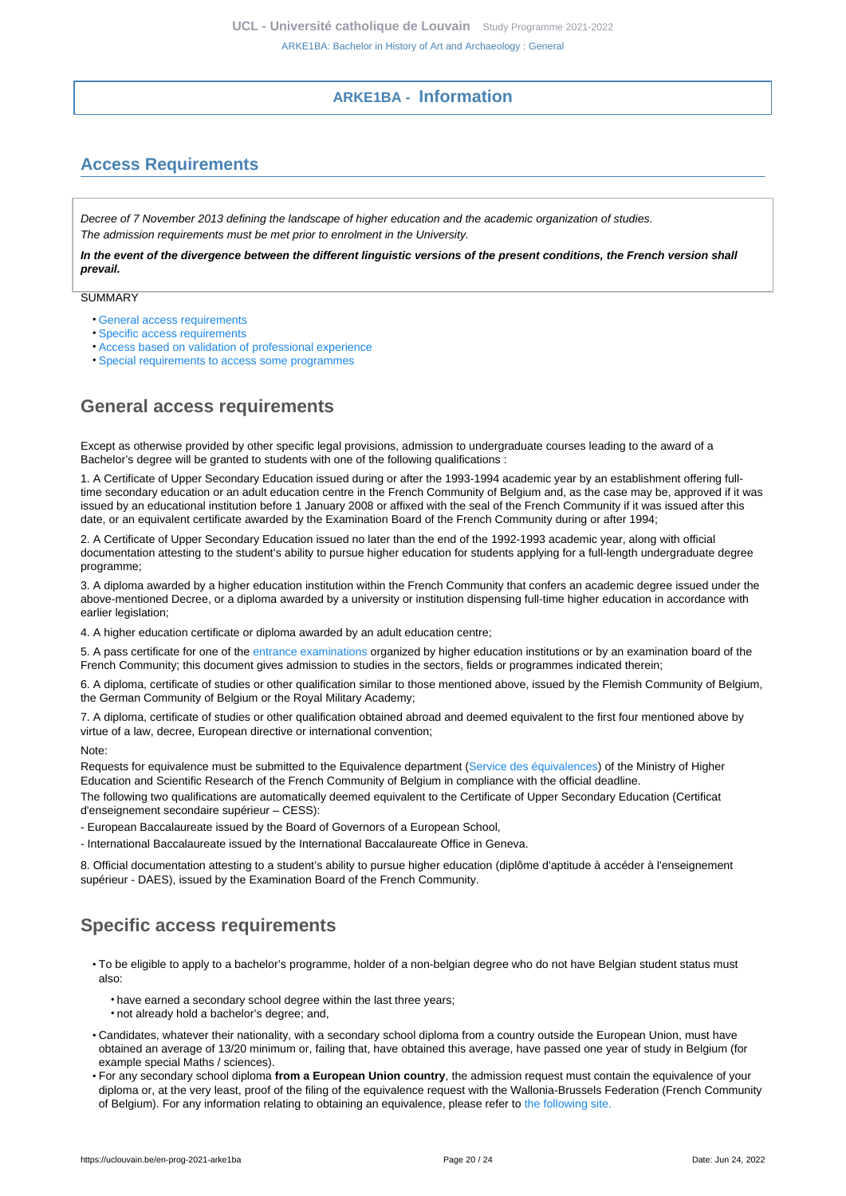## ARKE1BA - Information

## Access Requirements

*Decree of 7 November 2013 defining the landscape of higher education and the academic organization of studies.*
*The admission requirements must be met prior to enrolment in the University.*

***In the event of the divergence between the different linguistic versions of the present conditions, the French version shall prevail.***

SUMMARY

- General access requirements
- Specific access requirements
- Access based on validation of professional experience
- Special requirements to access some programmes

### General access requirements

Except as otherwise provided by other specific legal provisions, admission to undergraduate courses leading to the award of a Bachelor's degree will be granted to students with one of the following qualifications :

1. A Certificate of Upper Secondary Education issued during or after the 1993-1994 academic year by an establishment offering full-time secondary education or an adult education centre in the French Community of Belgium and, as the case may be, approved if it was issued by an educational institution before 1 January 2008 or affixed with the seal of the French Community if it was issued after this date, or an equivalent certificate awarded by the Examination Board of the French Community during or after 1994;

2. A Certificate of Upper Secondary Education issued no later than the end of the 1992-1993 academic year, along with official documentation attesting to the student's ability to pursue higher education for students applying for a full-length undergraduate degree programme;

3. A diploma awarded by a higher education institution within the French Community that confers an academic degree issued under the above-mentioned Decree, or a diploma awarded by a university or institution dispensing full-time higher education in accordance with earlier legislation;

4. A higher education certificate or diploma awarded by an adult education centre;

5. A pass certificate for one of the entrance examinations organized by higher education institutions or by an examination board of the French Community; this document gives admission to studies in the sectors, fields or programmes indicated therein;

6. A diploma, certificate of studies or other qualification similar to those mentioned above, issued by the Flemish Community of Belgium, the German Community of Belgium or the Royal Military Academy;

7. A diploma, certificate of studies or other qualification obtained abroad and deemed equivalent to the first four mentioned above by virtue of a law, decree, European directive or international convention;

Note:

Requests for equivalence must be submitted to the Equivalence department (Service des équivalences) of the Ministry of Higher Education and Scientific Research of the French Community of Belgium in compliance with the official deadline.

The following two qualifications are automatically deemed equivalent to the Certificate of Upper Secondary Education (Certificat d'enseignement secondaire supérieur – CESS):

- European Baccalaureate issued by the Board of Governors of a European School,

- International Baccalaureate issued by the International Baccalaureate Office in Geneva.

8. Official documentation attesting to a student's ability to pursue higher education (diplôme d'aptitude à accéder à l'enseignement supérieur - DAES), issued by the Examination Board of the French Community.

### Specific access requirements

- To be eligible to apply to a bachelor's programme, holder of a non-belgian degree who do not have Belgian student status must also:
  - have earned a secondary school degree within the last three years;
  - not already hold a bachelor's degree; and,
- Candidates, whatever their nationality, with a secondary school diploma from a country outside the European Union, must have obtained an average of 13/20 minimum or, failing that, have obtained this average, have passed one year of study in Belgium (for example special Maths / sciences).
- For any secondary school diploma **from a European Union country**, the admission request must contain the equivalence of your diploma or, at the very least, proof of the filing of the equivalence request with the Wallonia-Brussels Federation (French Community of Belgium). For any information relating to obtaining an equivalence, please refer to the following site.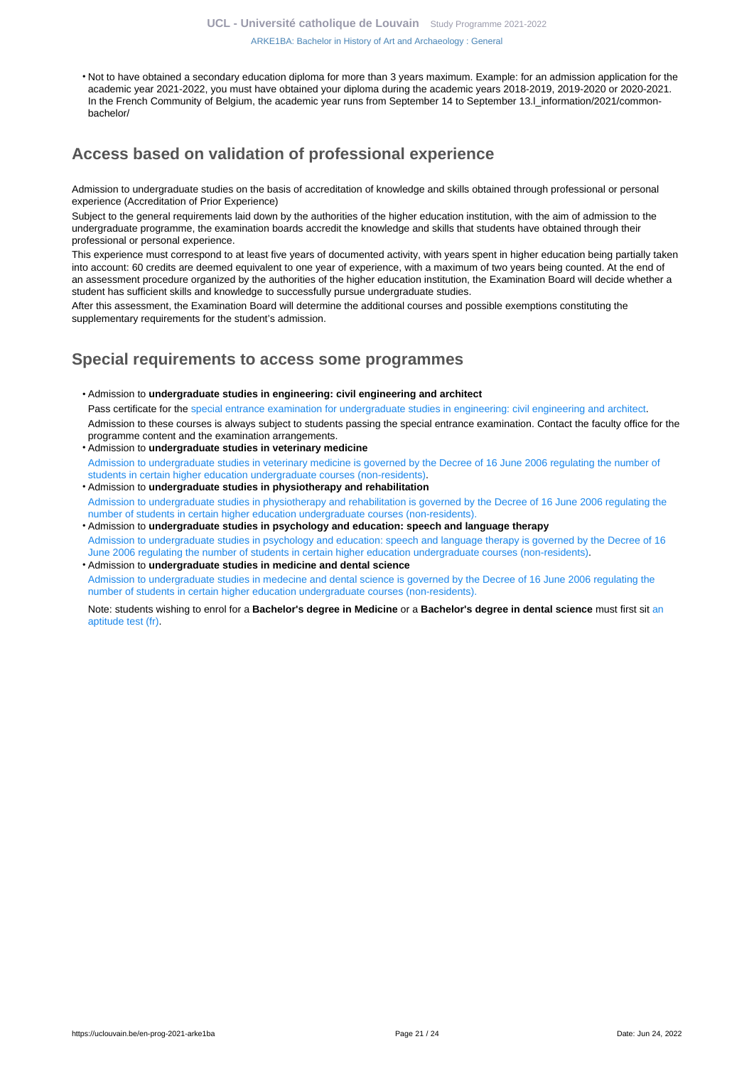- Not to have obtained a secondary education diploma for more than 3 years maximum. Example: for an admission application for the academic year 2021-2022, you must have obtained your diploma during the academic years 2018-2019, 2019-2020 or 2020-2021. In the French Community of Belgium, the academic year runs from September 14 to September 13.l_information/2021/common-bachelor/

## Access based on validation of professional experience

Admission to undergraduate studies on the basis of accreditation of knowledge and skills obtained through professional or personal experience (Accreditation of Prior Experience)

Subject to the general requirements laid down by the authorities of the higher education institution, with the aim of admission to the undergraduate programme, the examination boards accredit the knowledge and skills that students have obtained through their professional or personal experience.

This experience must correspond to at least five years of documented activity, with years spent in higher education being partially taken into account: 60 credits are deemed equivalent to one year of experience, with a maximum of two years being counted. At the end of an assessment procedure organized by the authorities of the higher education institution, the Examination Board will decide whether a student has sufficient skills and knowledge to successfully pursue undergraduate studies.

After this assessment, the Examination Board will determine the additional courses and possible exemptions constituting the supplementary requirements for the student's admission.

## Special requirements to access some programmes

- Admission to **undergraduate studies in engineering: civil engineering and architect**

  Pass certificate for the special entrance examination for undergraduate studies in engineering: civil engineering and architect.

  Admission to these courses is always subject to students passing the special entrance examination. Contact the faculty office for the programme content and the examination arrangements.
- Admission to **undergraduate studies in veterinary medicine**

  Admission to undergraduate studies in veterinary medicine is governed by the Decree of 16 June 2006 regulating the number of students in certain higher education undergraduate courses (non-residents).
- Admission to **undergraduate studies in physiotherapy and rehabilitation**

  Admission to undergraduate studies in physiotherapy and rehabilitation is governed by the Decree of 16 June 2006 regulating the number of students in certain higher education undergraduate courses (non-residents).
- Admission to **undergraduate studies in psychology and education: speech and language therapy**

  Admission to undergraduate studies in psychology and education: speech and language therapy is governed by the Decree of 16 June 2006 regulating the number of students in certain higher education undergraduate courses (non-residents).
- Admission to **undergraduate studies in medicine and dental science**

  Admission to undergraduate studies in medecine and dental science is governed by the Decree of 16 June 2006 regulating the number of students in certain higher education undergraduate courses (non-residents).

  Note: students wishing to enrol for a **Bachelor's degree in Medicine** or a **Bachelor's degree in dental science** must first sit an aptitude test (fr).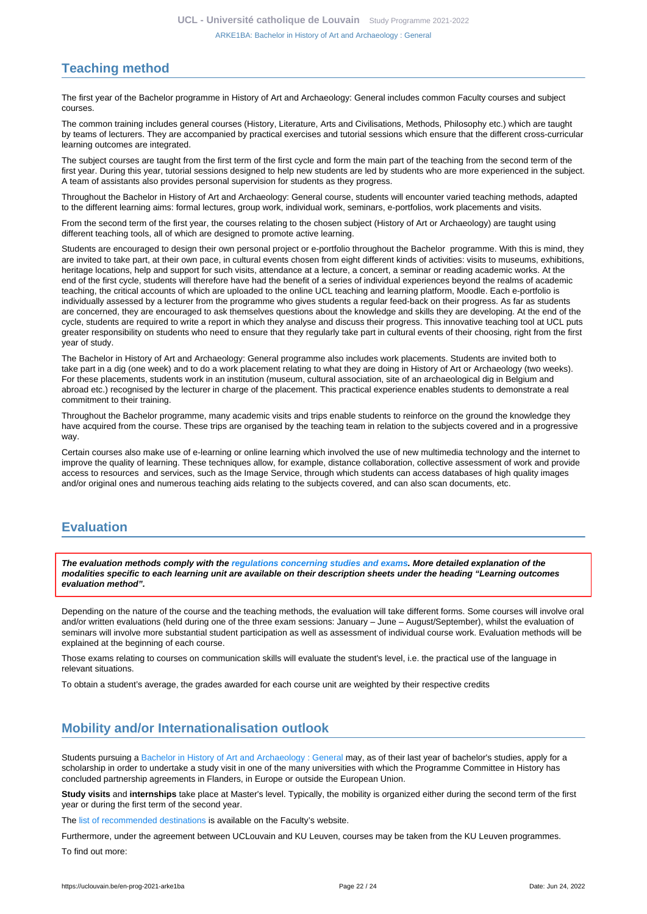## Teaching method

The first year of the Bachelor programme in History of Art and Archaeology: General includes common Faculty courses and subject courses.

The common training includes general courses (History, Literature, Arts and Civilisations, Methods, Philosophy etc.) which are taught by teams of lecturers. They are accompanied by practical exercises and tutorial sessions which ensure that the different cross-curricular learning outcomes are integrated.

The subject courses are taught from the first term of the first cycle and form the main part of the teaching from the second term of the first year. During this year, tutorial sessions designed to help new students are led by students who are more experienced in the subject. A team of assistants also provides personal supervision for students as they progress.

Throughout the Bachelor in History of Art and Archaeology: General course, students will encounter varied teaching methods, adapted to the different learning aims: formal lectures, group work, individual work, seminars, e-portfolios, work placements and visits.

From the second term of the first year, the courses relating to the chosen subject (History of Art or Archaeology) are taught using different teaching tools, all of which are designed to promote active learning.

Students are encouraged to design their own personal project or e-portfolio throughout the Bachelor programme. With this is mind, they are invited to take part, at their own pace, in cultural events chosen from eight different kinds of activities: visits to museums, exhibitions, heritage locations, help and support for such visits, attendance at a lecture, a concert, a seminar or reading academic works. At the end of the first cycle, students will therefore have had the benefit of a series of individual experiences beyond the realms of academic teaching, the critical accounts of which are uploaded to the online UCL teaching and learning platform, Moodle. Each e-portfolio is individually assessed by a lecturer from the programme who gives students a regular feed-back on their progress. As far as students are concerned, they are encouraged to ask themselves questions about the knowledge and skills they are developing. At the end of the cycle, students are required to write a report in which they analyse and discuss their progress. This innovative teaching tool at UCL puts greater responsibility on students who need to ensure that they regularly take part in cultural events of their choosing, right from the first year of study.

The Bachelor in History of Art and Archaeology: General programme also includes work placements. Students are invited both to take part in a dig (one week) and to do a work placement relating to what they are doing in History of Art or Archaeology (two weeks). For these placements, students work in an institution (museum, cultural association, site of an archaeological dig in Belgium and abroad etc.) recognised by the lecturer in charge of the placement. This practical experience enables students to demonstrate a real commitment to their training.

Throughout the Bachelor programme, many academic visits and trips enable students to reinforce on the ground the knowledge they have acquired from the course. These trips are organised by the teaching team in relation to the subjects covered and in a progressive way.

Certain courses also make use of e-learning or online learning which involved the use of new multimedia technology and the internet to improve the quality of learning. These techniques allow, for example, distance collaboration, collective assessment of work and provide access to resources and services, such as the Image Service, through which students can access databases of high quality images and/or original ones and numerous teaching aids relating to the subjects covered, and can also scan documents, etc.

## Evaluation

***The evaluation methods comply with the regulations concerning studies and exams. More detailed explanation of the modalities specific to each learning unit are available on their description sheets under the heading "Learning outcomes evaluation method".***

Depending on the nature of the course and the teaching methods, the evaluation will take different forms. Some courses will involve oral and/or written evaluations (held during one of the three exam sessions: January – June – August/September), whilst the evaluation of seminars will involve more substantial student participation as well as assessment of individual course work. Evaluation methods will be explained at the beginning of each course.

Those exams relating to courses on communication skills will evaluate the student's level, i.e. the practical use of the language in relevant situations.

To obtain a student's average, the grades awarded for each course unit are weighted by their respective credits

## Mobility and/or Internationalisation outlook

Students pursuing a Bachelor in History of Art and Archaeology : General may, as of their last year of bachelor's studies, apply for a scholarship in order to undertake a study visit in one of the many universities with which the Programme Committee in History has concluded partnership agreements in Flanders, in Europe or outside the European Union.

**Study visits** and **internships** take place at Master's level. Typically, the mobility is organized either during the second term of the first year or during the first term of the second year.

The list of recommended destinations is available on the Faculty's website.

Furthermore, under the agreement between UCLouvain and KU Leuven, courses may be taken from the KU Leuven programmes.

To find out more: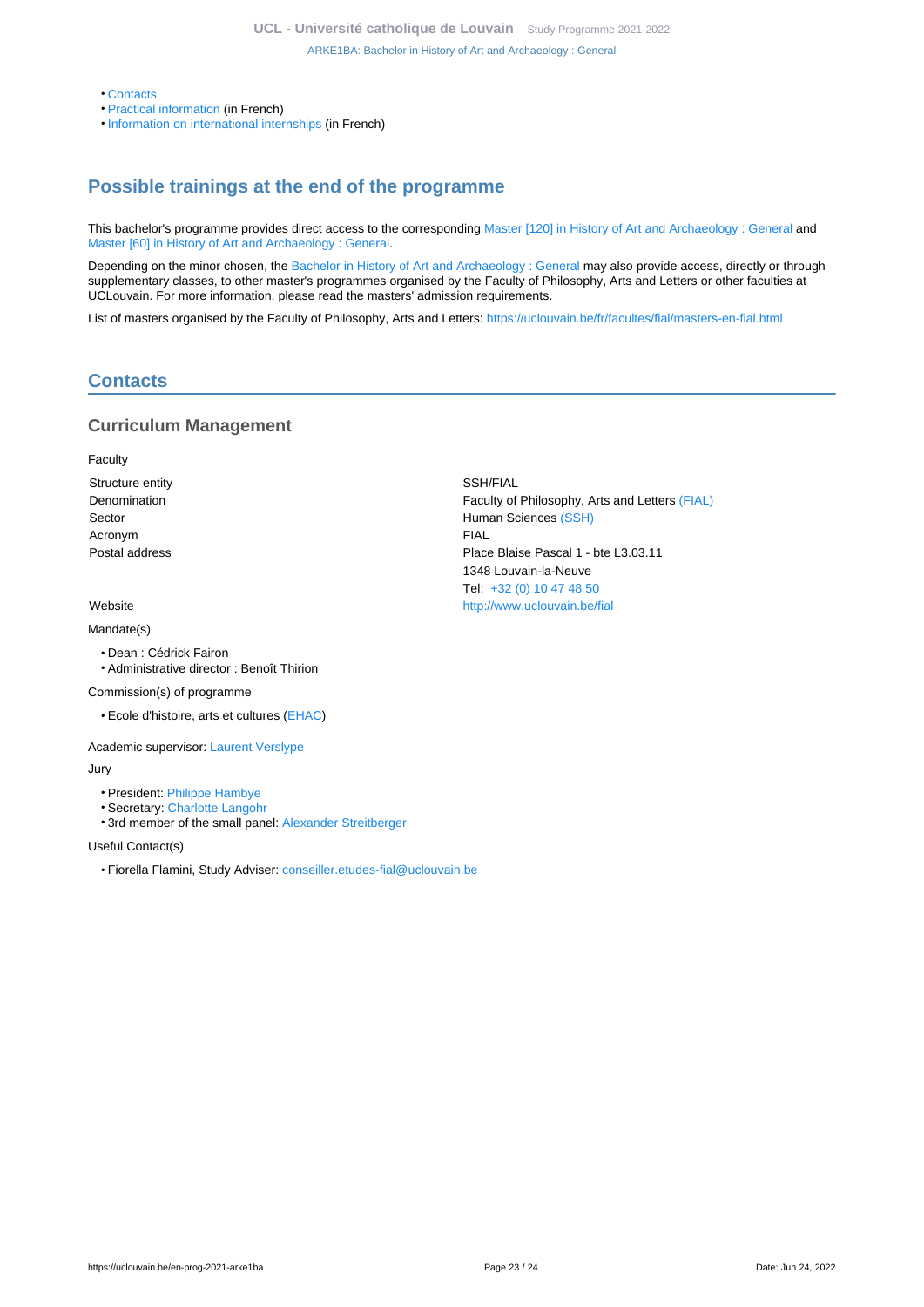- Contacts
- Practical information (in French)
- Information on international internships (in French)

## Possible trainings at the end of the programme

This bachelor's programme provides direct access to the corresponding Master [120] in History of Art and Archaeology : General and Master [60] in History of Art and Archaeology : General.

Depending on the minor chosen, the Bachelor in History of Art and Archaeology : General may also provide access, directly or through supplementary classes, to other master's programmes organised by the Faculty of Philosophy, Arts and Letters or other faculties at UCLouvain. For more information, please read the masters' admission requirements.

List of masters organised by the Faculty of Philosophy, Arts and Letters: https://uclouvain.be/fr/facultes/fial/masters-en-fial.html

## Contacts

### Curriculum Management

Faculty

| | |
|---|---|
| Structure entity | SSH/FIAL |
| Denomination | Faculty of Philosophy, Arts and Letters (FIAL) |
| Sector | Human Sciences (SSH) |
| Acronym | FIAL |
| Postal address | Place Blaise Pascal 1 - bte L3.03.11<br>1348 Louvain-la-Neuve<br>Tel: +32 (0) 10 47 48 50 |
| Website | http://www.uclouvain.be/fial |

Mandate(s)

- Dean : Cédrick Fairon
- Administrative director : Benoît Thirion

Commission(s) of programme

- Ecole d'histoire, arts et cultures (EHAC)

Academic supervisor: Laurent Verslype

Jury

- President: Philippe Hambye
- Secretary: Charlotte Langohr
- 3rd member of the small panel: Alexander Streitberger

Useful Contact(s)

- Fiorella Flamini, Study Adviser: conseiller.etudes-fial@uclouvain.be